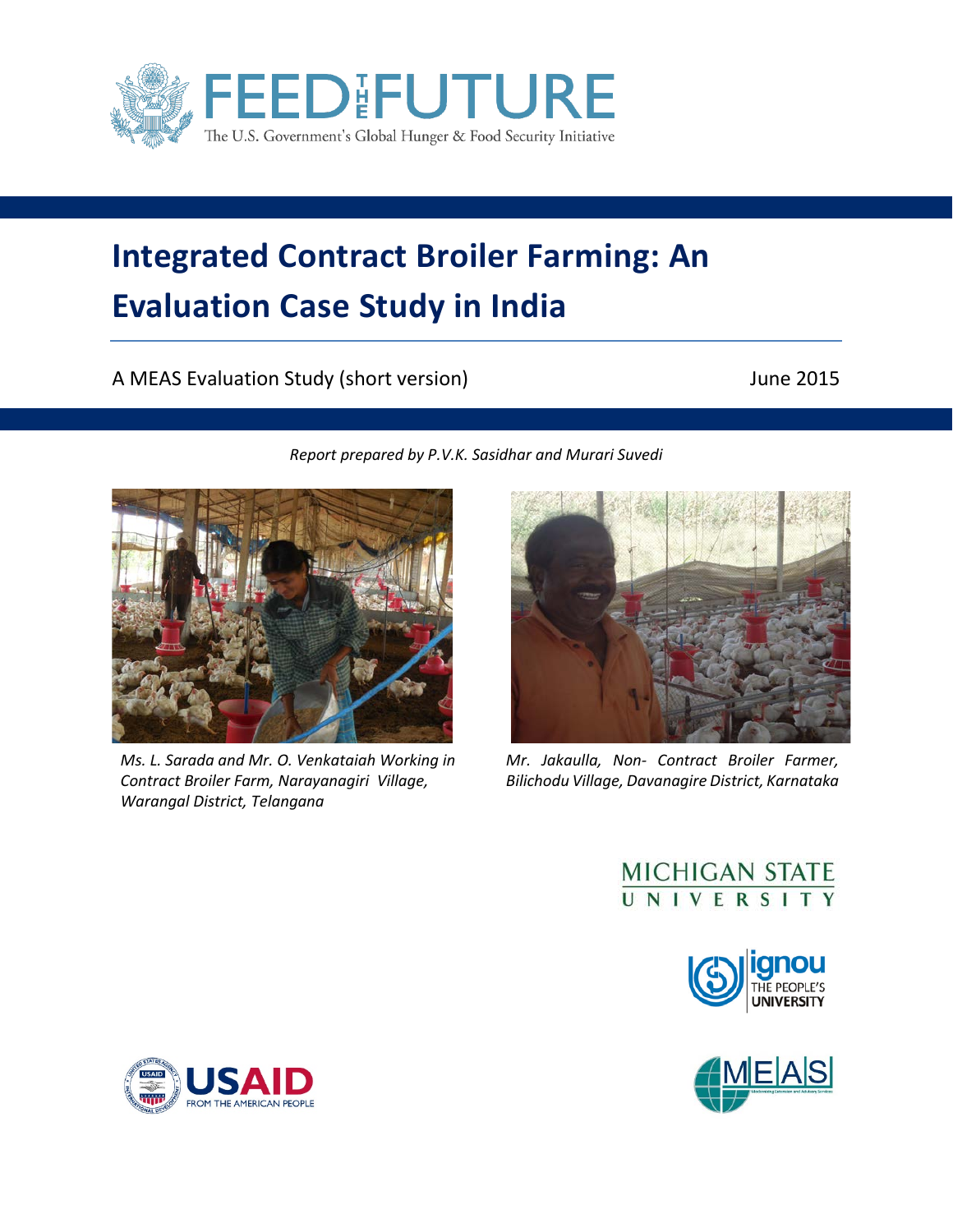FEED THE FUTURE

The U.S. Government's Global Hunger & Food Security Initiative

# Integrated Contract Broiler Farming: An Evaluation Case Study in India

A MEAS Evaluation Study (short version)

June 2015

*Report prepared by P.V.K. Sasidhar and Murari Suvedi*

*Ms. L. Sarada and Mr. O. Venkataiah Working in Contract Broiler Farm, Narayanagiri Village, Warangal District, Telangana*

*Mr. Jakaulla, Non- Contract Broiler Farmer, Bilichodu Village, Davanagire District, Karnataka*

MICHIGAN STATE UNIVERSITY

ignou THE PEOPLE'S UNIVERSITY

USAID FROM THE AMERICAN PEOPLE

MEAS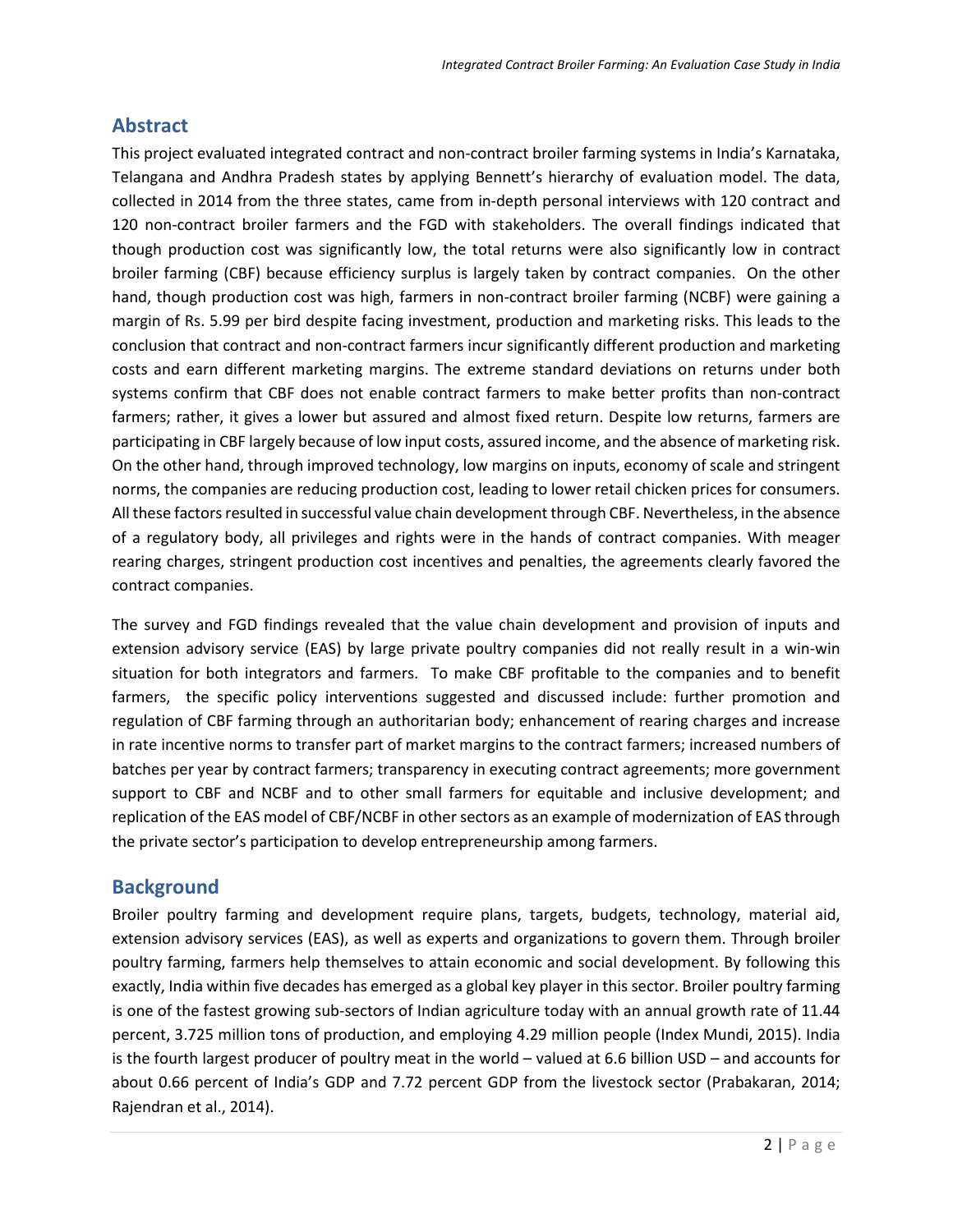## Abstract

This project evaluated integrated contract and non-contract broiler farming systems in India's Karnataka, Telangana and Andhra Pradesh states by applying Bennett's hierarchy of evaluation model. The data, collected in 2014 from the three states, came from in-depth personal interviews with 120 contract and 120 non-contract broiler farmers and the FGD with stakeholders. The overall findings indicated that though production cost was significantly low, the total returns were also significantly low in contract broiler farming (CBF) because efficiency surplus is largely taken by contract companies. On the other hand, though production cost was high, farmers in non-contract broiler farming (NCBF) were gaining a margin of Rs. 5.99 per bird despite facing investment, production and marketing risks. This leads to the conclusion that contract and non-contract farmers incur significantly different production and marketing costs and earn different marketing margins. The extreme standard deviations on returns under both systems confirm that CBF does not enable contract farmers to make better profits than non-contract farmers; rather, it gives a lower but assured and almost fixed return. Despite low returns, farmers are participating in CBF largely because of low input costs, assured income, and the absence of marketing risk. On the other hand, through improved technology, low margins on inputs, economy of scale and stringent norms, the companies are reducing production cost, leading to lower retail chicken prices for consumers. All these factors resulted in successful value chain development through CBF. Nevertheless, in the absence of a regulatory body, all privileges and rights were in the hands of contract companies. With meager rearing charges, stringent production cost incentives and penalties, the agreements clearly favored the contract companies.

The survey and FGD findings revealed that the value chain development and provision of inputs and extension advisory service (EAS) by large private poultry companies did not really result in a win-win situation for both integrators and farmers. To make CBF profitable to the companies and to benefit farmers, the specific policy interventions suggested and discussed include: further promotion and regulation of CBF farming through an authoritarian body; enhancement of rearing charges and increase in rate incentive norms to transfer part of market margins to the contract farmers; increased numbers of batches per year by contract farmers; transparency in executing contract agreements; more government support to CBF and NCBF and to other small farmers for equitable and inclusive development; and replication of the EAS model of CBF/NCBF in other sectors as an example of modernization of EAS through the private sector's participation to develop entrepreneurship among farmers.

## Background

Broiler poultry farming and development require plans, targets, budgets, technology, material aid, extension advisory services (EAS), as well as experts and organizations to govern them. Through broiler poultry farming, farmers help themselves to attain economic and social development. By following this exactly, India within five decades has emerged as a global key player in this sector. Broiler poultry farming is one of the fastest growing sub-sectors of Indian agriculture today with an annual growth rate of 11.44 percent, 3.725 million tons of production, and employing 4.29 million people (Index Mundi, 2015). India is the fourth largest producer of poultry meat in the world – valued at 6.6 billion USD – and accounts for about 0.66 percent of India's GDP and 7.72 percent GDP from the livestock sector (Prabakaran, 2014; Rajendran et al., 2014).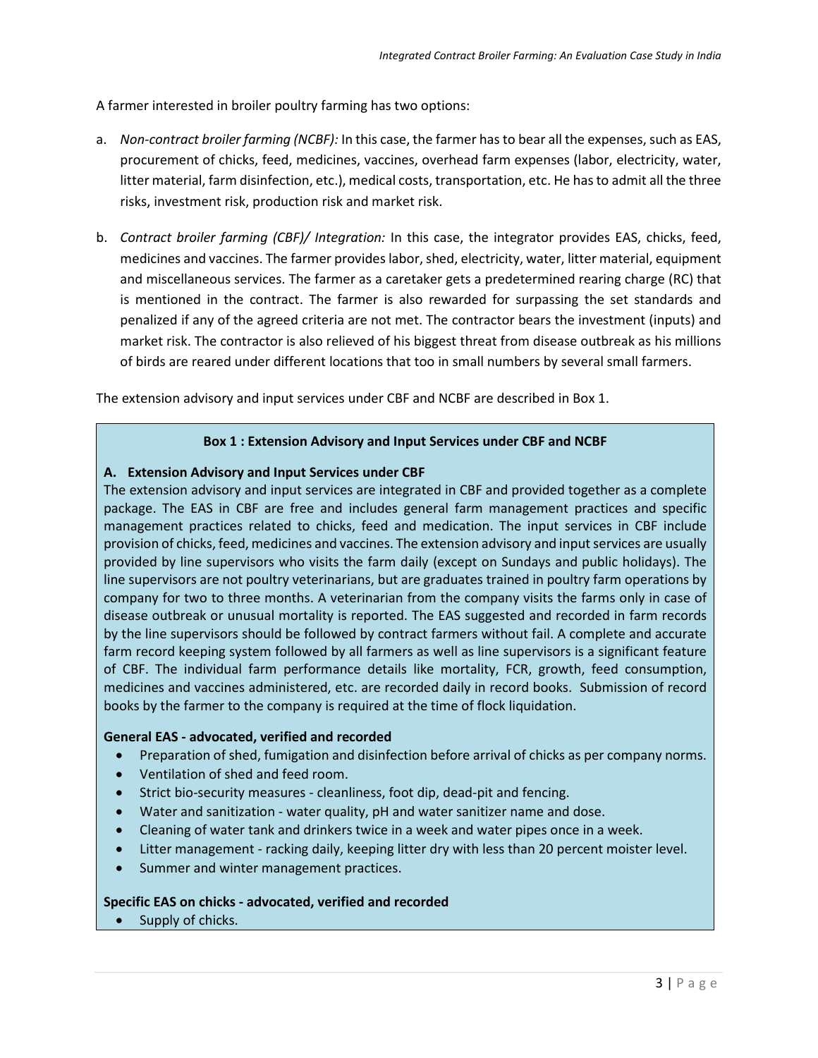A farmer interested in broiler poultry farming has two options:

a. *Non-contract broiler farming (NCBF):* In this case, the farmer has to bear all the expenses, such as EAS, procurement of chicks, feed, medicines, vaccines, overhead farm expenses (labor, electricity, water, litter material, farm disinfection, etc.), medical costs, transportation, etc. He has to admit all the three risks, investment risk, production risk and market risk.

b. *Contract broiler farming (CBF)/ Integration:* In this case, the integrator provides EAS, chicks, feed, medicines and vaccines. The farmer provides labor, shed, electricity, water, litter material, equipment and miscellaneous services. The farmer as a caretaker gets a predetermined rearing charge (RC) that is mentioned in the contract. The farmer is also rewarded for surpassing the set standards and penalized if any of the agreed criteria are not met. The contractor bears the investment (inputs) and market risk. The contractor is also relieved of his biggest threat from disease outbreak as his millions of birds are reared under different locations that too in small numbers by several small farmers.

The extension advisory and input services under CBF and NCBF are described in Box 1.

**Box 1 : Extension Advisory and Input Services under CBF and NCBF**

**A. Extension Advisory and Input Services under CBF**

The extension advisory and input services are integrated in CBF and provided together as a complete package. The EAS in CBF are free and includes general farm management practices and specific management practices related to chicks, feed and medication. The input services in CBF include provision of chicks, feed, medicines and vaccines. The extension advisory and input services are usually provided by line supervisors who visits the farm daily (except on Sundays and public holidays). The line supervisors are not poultry veterinarians, but are graduates trained in poultry farm operations by company for two to three months. A veterinarian from the company visits the farms only in case of disease outbreak or unusual mortality is reported. The EAS suggested and recorded in farm records by the line supervisors should be followed by contract farmers without fail. A complete and accurate farm record keeping system followed by all farmers as well as line supervisors is a significant feature of CBF. The individual farm performance details like mortality, FCR, growth, feed consumption, medicines and vaccines administered, etc. are recorded daily in record books. Submission of record books by the farmer to the company is required at the time of flock liquidation.

**General EAS - advocated, verified and recorded**

- Preparation of shed, fumigation and disinfection before arrival of chicks as per company norms.
- Ventilation of shed and feed room.
- Strict bio-security measures - cleanliness, foot dip, dead-pit and fencing.
- Water and sanitization - water quality, pH and water sanitizer name and dose.
- Cleaning of water tank and drinkers twice in a week and water pipes once in a week.
- Litter management - racking daily, keeping litter dry with less than 20 percent moister level.
- Summer and winter management practices.

**Specific EAS on chicks - advocated, verified and recorded**

- Supply of chicks.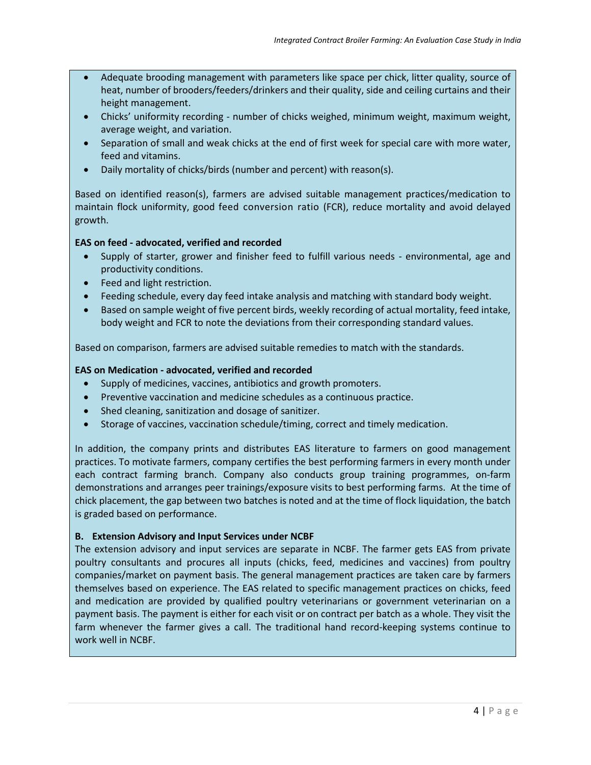- Adequate brooding management with parameters like space per chick, litter quality, source of heat, number of brooders/feeders/drinkers and their quality, side and ceiling curtains and their height management.
- Chicks' uniformity recording - number of chicks weighed, minimum weight, maximum weight, average weight, and variation.
- Separation of small and weak chicks at the end of first week for special care with more water, feed and vitamins.
- Daily mortality of chicks/birds (number and percent) with reason(s).

Based on identified reason(s), farmers are advised suitable management practices/medication to maintain flock uniformity, good feed conversion ratio (FCR), reduce mortality and avoid delayed growth.

**EAS on feed - advocated, verified and recorded**

- Supply of starter, grower and finisher feed to fulfill various needs - environmental, age and productivity conditions.
- Feed and light restriction.
- Feeding schedule, every day feed intake analysis and matching with standard body weight.
- Based on sample weight of five percent birds, weekly recording of actual mortality, feed intake, body weight and FCR to note the deviations from their corresponding standard values.

Based on comparison, farmers are advised suitable remedies to match with the standards.

**EAS on Medication - advocated, verified and recorded**

- Supply of medicines, vaccines, antibiotics and growth promoters.
- Preventive vaccination and medicine schedules as a continuous practice.
- Shed cleaning, sanitization and dosage of sanitizer.
- Storage of vaccines, vaccination schedule/timing, correct and timely medication.

In addition, the company prints and distributes EAS literature to farmers on good management practices. To motivate farmers, company certifies the best performing farmers in every month under each contract farming branch. Company also conducts group training programmes, on-farm demonstrations and arranges peer trainings/exposure visits to best performing farms. At the time of chick placement, the gap between two batches is noted and at the time of flock liquidation, the batch is graded based on performance.

**B. Extension Advisory and Input Services under NCBF**

The extension advisory and input services are separate in NCBF. The farmer gets EAS from private poultry consultants and procures all inputs (chicks, feed, medicines and vaccines) from poultry companies/market on payment basis. The general management practices are taken care by farmers themselves based on experience. The EAS related to specific management practices on chicks, feed and medication are provided by qualified poultry veterinarians or government veterinarian on a payment basis. The payment is either for each visit or on contract per batch as a whole. They visit the farm whenever the farmer gives a call. The traditional hand record-keeping systems continue to work well in NCBF.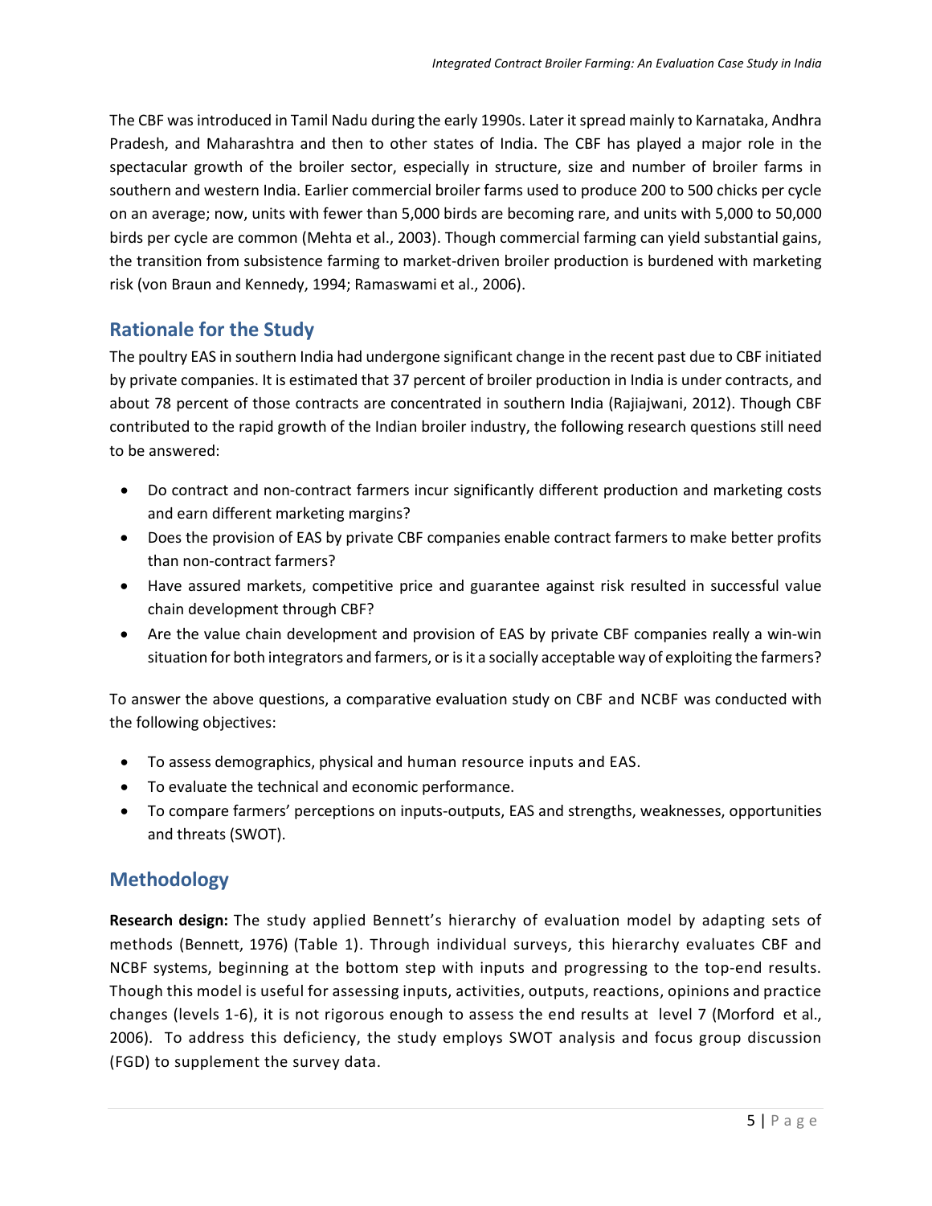The CBF was introduced in Tamil Nadu during the early 1990s. Later it spread mainly to Karnataka, Andhra Pradesh, and Maharashtra and then to other states of India. The CBF has played a major role in the spectacular growth of the broiler sector, especially in structure, size and number of broiler farms in southern and western India. Earlier commercial broiler farms used to produce 200 to 500 chicks per cycle on an average; now, units with fewer than 5,000 birds are becoming rare, and units with 5,000 to 50,000 birds per cycle are common (Mehta et al., 2003). Though commercial farming can yield substantial gains, the transition from subsistence farming to market-driven broiler production is burdened with marketing risk (von Braun and Kennedy, 1994; Ramaswami et al., 2006).

## Rationale for the Study

The poultry EAS in southern India had undergone significant change in the recent past due to CBF initiated by private companies. It is estimated that 37 percent of broiler production in India is under contracts, and about 78 percent of those contracts are concentrated in southern India (Rajiajwani, 2012). Though CBF contributed to the rapid growth of the Indian broiler industry, the following research questions still need to be answered:

- Do contract and non-contract farmers incur significantly different production and marketing costs and earn different marketing margins?
- Does the provision of EAS by private CBF companies enable contract farmers to make better profits than non-contract farmers?
- Have assured markets, competitive price and guarantee against risk resulted in successful value chain development through CBF?
- Are the value chain development and provision of EAS by private CBF companies really a win-win situation for both integrators and farmers, or is it a socially acceptable way of exploiting the farmers?

To answer the above questions, a comparative evaluation study on CBF and NCBF was conducted with the following objectives:

- To assess demographics, physical and human resource inputs and EAS.
- To evaluate the technical and economic performance.
- To compare farmers' perceptions on inputs-outputs, EAS and strengths, weaknesses, opportunities and threats (SWOT).

## Methodology

**Research design:** The study applied Bennett's hierarchy of evaluation model by adapting sets of methods (Bennett, 1976) (Table 1). Through individual surveys, this hierarchy evaluates CBF and NCBF systems, beginning at the bottom step with inputs and progressing to the top-end results. Though this model is useful for assessing inputs, activities, outputs, reactions, opinions and practice changes (levels 1-6), it is not rigorous enough to assess the end results at level 7 (Morford et al., 2006). To address this deficiency, the study employs SWOT analysis and focus group discussion (FGD) to supplement the survey data.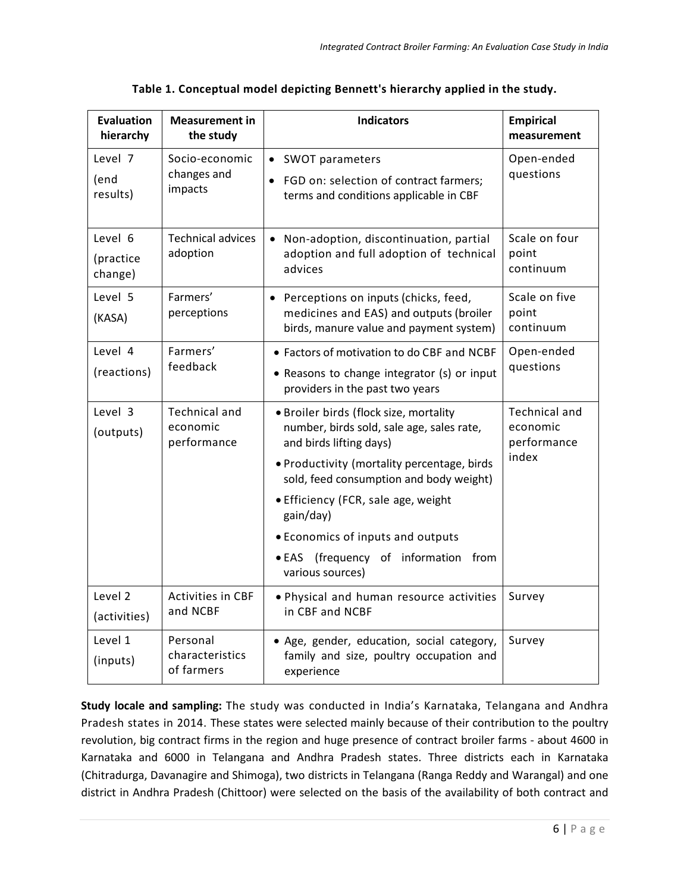**Table 1. Conceptual model depicting Bennett's hierarchy applied in the study.**

| Evaluation hierarchy | Measurement in the study | Indicators | Empirical measurement |
|---|---|---|---|
| Level 7 (end results) | Socio-economic changes and impacts | • SWOT parameters<br>• FGD on: selection of contract farmers; terms and conditions applicable in CBF | Open-ended questions |
| Level 6 (practice change) | Technical advices adoption | • Non-adoption, discontinuation, partial adoption and full adoption of technical advices | Scale on four point continuum |
| Level 5 (KASA) | Farmers' perceptions | • Perceptions on inputs (chicks, feed, medicines and EAS) and outputs (broiler birds, manure value and payment system) | Scale on five point continuum |
| Level 4 (reactions) | Farmers' feedback | • Factors of motivation to do CBF and NCBF<br>• Reasons to change integrator (s) or input providers in the past two years | Open-ended questions |
| Level 3 (outputs) | Technical and economic performance | • Broiler birds (flock size, mortality number, birds sold, sale age, sales rate, and birds lifting days)<br>• Productivity (mortality percentage, birds sold, feed consumption and body weight)<br>• Efficiency (FCR, sale age, weight gain/day)<br>• Economics of inputs and outputs<br>• EAS (frequency of information from various sources) | Technical and economic performance index |
| Level 2 (activities) | Activities in CBF and NCBF | • Physical and human resource activities in CBF and NCBF | Survey |
| Level 1 (inputs) | Personal characteristics of farmers | • Age, gender, education, social category, family and size, poultry occupation and experience | Survey |

**Study locale and sampling:** The study was conducted in India's Karnataka, Telangana and Andhra Pradesh states in 2014. These states were selected mainly because of their contribution to the poultry revolution, big contract firms in the region and huge presence of contract broiler farms - about 4600 in Karnataka and 6000 in Telangana and Andhra Pradesh states. Three districts each in Karnataka (Chitradurga, Davanagire and Shimoga), two districts in Telangana (Ranga Reddy and Warangal) and one district in Andhra Pradesh (Chittoor) were selected on the basis of the availability of both contract and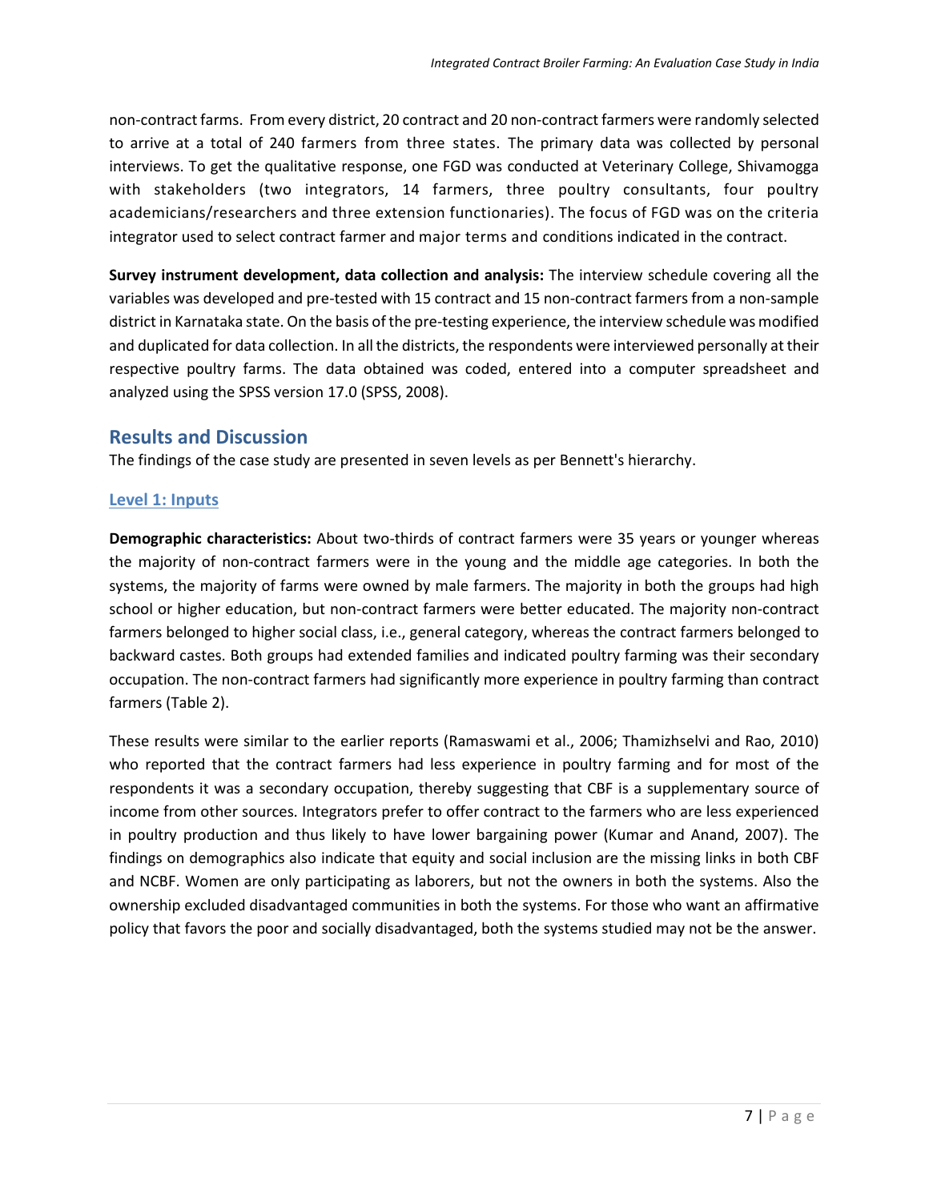non-contract farms. From every district, 20 contract and 20 non-contract farmers were randomly selected to arrive at a total of 240 farmers from three states. The primary data was collected by personal interviews. To get the qualitative response, one FGD was conducted at Veterinary College, Shivamogga with stakeholders (two integrators, 14 farmers, three poultry consultants, four poultry academicians/researchers and three extension functionaries). The focus of FGD was on the criteria integrator used to select contract farmer and major terms and conditions indicated in the contract.

**Survey instrument development, data collection and analysis:** The interview schedule covering all the variables was developed and pre-tested with 15 contract and 15 non-contract farmers from a non-sample district in Karnataka state. On the basis of the pre-testing experience, the interview schedule was modified and duplicated for data collection. In all the districts, the respondents were interviewed personally at their respective poultry farms. The data obtained was coded, entered into a computer spreadsheet and analyzed using the SPSS version 17.0 (SPSS, 2008).

## Results and Discussion

The findings of the case study are presented in seven levels as per Bennett's hierarchy.

### Level 1: Inputs

**Demographic characteristics:** About two-thirds of contract farmers were 35 years or younger whereas the majority of non-contract farmers were in the young and the middle age categories. In both the systems, the majority of farms were owned by male farmers. The majority in both the groups had high school or higher education, but non-contract farmers were better educated. The majority non-contract farmers belonged to higher social class, i.e., general category, whereas the contract farmers belonged to backward castes. Both groups had extended families and indicated poultry farming was their secondary occupation. The non-contract farmers had significantly more experience in poultry farming than contract farmers (Table 2).

These results were similar to the earlier reports (Ramaswami et al., 2006; Thamizhselvi and Rao, 2010) who reported that the contract farmers had less experience in poultry farming and for most of the respondents it was a secondary occupation, thereby suggesting that CBF is a supplementary source of income from other sources. Integrators prefer to offer contract to the farmers who are less experienced in poultry production and thus likely to have lower bargaining power (Kumar and Anand, 2007). The findings on demographics also indicate that equity and social inclusion are the missing links in both CBF and NCBF. Women are only participating as laborers, but not the owners in both the systems. Also the ownership excluded disadvantaged communities in both the systems. For those who want an affirmative policy that favors the poor and socially disadvantaged, both the systems studied may not be the answer.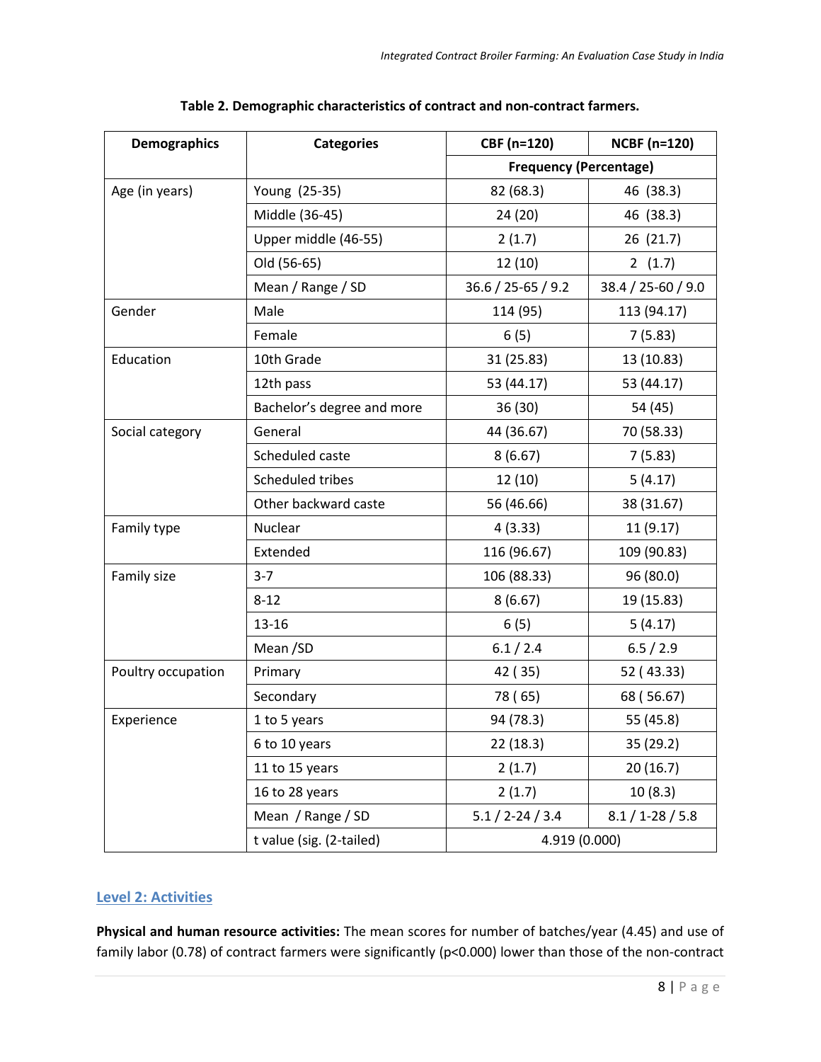**Table 2. Demographic characteristics of contract and non-contract farmers.**

| Demographics | Categories | CBF (n=120) | NCBF (n=120) |
|---|---|---|---|
| | | Frequency (Percentage) | |
| Age (in years) | Young (25-35) | 82 (68.3) | 46 (38.3) |
| | Middle (36-45) | 24 (20) | 46 (38.3) |
| | Upper middle (46-55) | 2 (1.7) | 26 (21.7) |
| | Old (56-65) | 12 (10) | 2 (1.7) |
| | Mean / Range / SD | 36.6 / 25-65 / 9.2 | 38.4 / 25-60 / 9.0 |
| Gender | Male | 114 (95) | 113 (94.17) |
| | Female | 6 (5) | 7 (5.83) |
| Education | 10th Grade | 31 (25.83) | 13 (10.83) |
| | 12th pass | 53 (44.17) | 53 (44.17) |
| | Bachelor's degree and more | 36 (30) | 54 (45) |
| Social category | General | 44 (36.67) | 70 (58.33) |
| | Scheduled caste | 8 (6.67) | 7 (5.83) |
| | Scheduled tribes | 12 (10) | 5 (4.17) |
| | Other backward caste | 56 (46.66) | 38 (31.67) |
| Family type | Nuclear | 4 (3.33) | 11 (9.17) |
| | Extended | 116 (96.67) | 109 (90.83) |
| Family size | 3-7 | 106 (88.33) | 96 (80.0) |
| | 8-12 | 8 (6.67) | 19 (15.83) |
| | 13-16 | 6 (5) | 5 (4.17) |
| | Mean /SD | 6.1 / 2.4 | 6.5 / 2.9 |
| Poultry occupation | Primary | 42 ( 35) | 52 ( 43.33) |
| | Secondary | 78 ( 65) | 68 ( 56.67) |
| Experience | 1 to 5 years | 94 (78.3) | 55 (45.8) |
| | 6 to 10 years | 22 (18.3) | 35 (29.2) |
| | 11 to 15 years | 2 (1.7) | 20 (16.7) |
| | 16 to 28 years | 2 (1.7) | 10 (8.3) |
| | Mean / Range / SD | 5.1 / 2-24 / 3.4 | 8.1 / 1-28 / 5.8 |
| | t value (sig. (2-tailed) | 4.919 (0.000) | |

## Level 2: Activities

**Physical and human resource activities:** The mean scores for number of batches/year (4.45) and use of family labor (0.78) of contract farmers were significantly ($p<0.000$) lower than those of the non-contract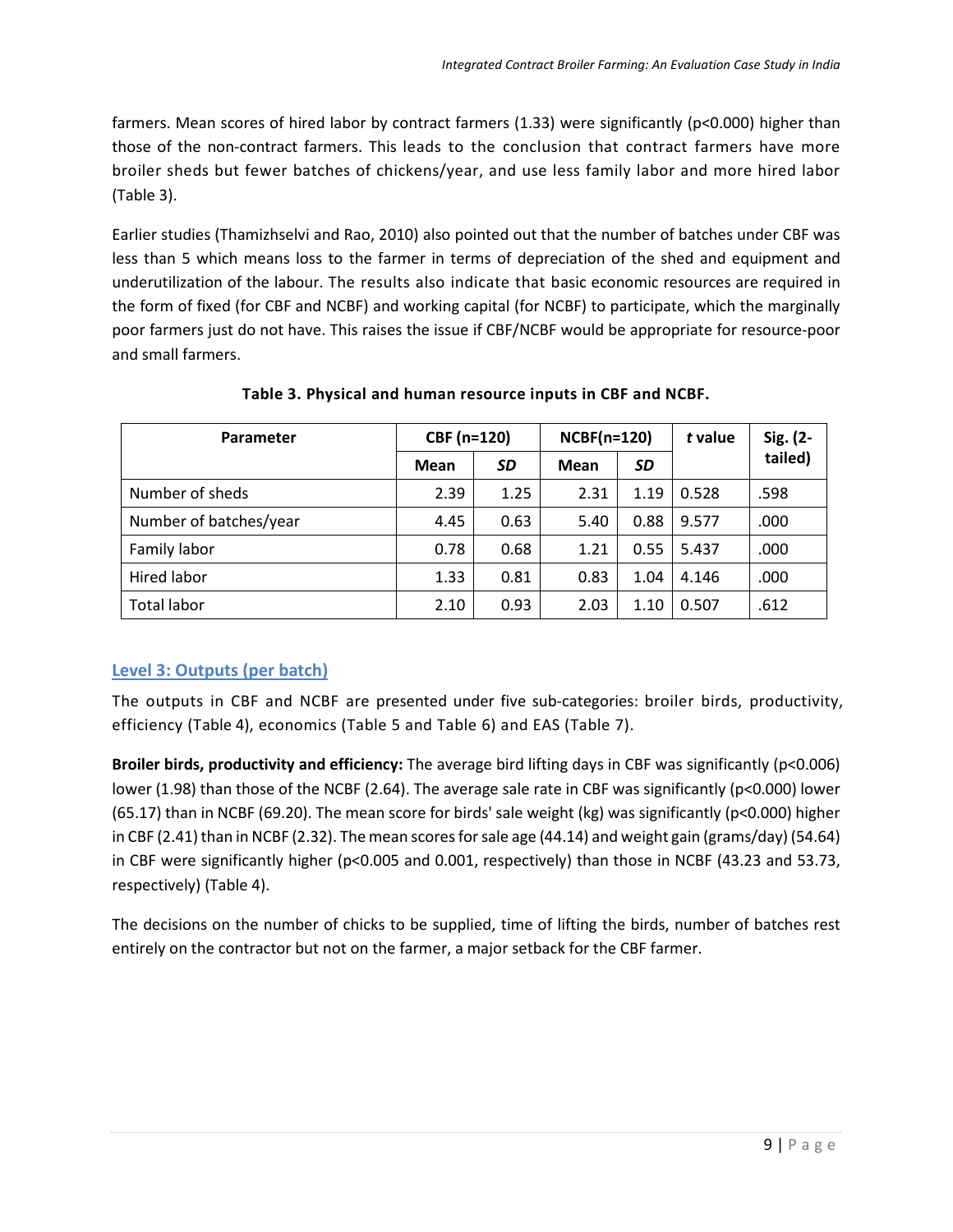farmers. Mean scores of hired labor by contract farmers (1.33) were significantly ($p<0.000$) higher than those of the non-contract farmers. This leads to the conclusion that contract farmers have more broiler sheds but fewer batches of chickens/year, and use less family labor and more hired labor (Table 3).

Earlier studies (Thamizhselvi and Rao, 2010) also pointed out that the number of batches under CBF was less than 5 which means loss to the farmer in terms of depreciation of the shed and equipment and underutilization of the labour. The results also indicate that basic economic resources are required in the form of fixed (for CBF and NCBF) and working capital (for NCBF) to participate, which the marginally poor farmers just do not have. This raises the issue if CBF/NCBF would be appropriate for resource-poor and small farmers.

**Table 3. Physical and human resource inputs in CBF and NCBF.**

| Parameter | CBF (n=120) | | NCBF(n=120) | | *t* value | Sig. (2-tailed) |
|---|---|---|---|---|---|---|
| | Mean | *SD* | Mean | *SD* | | |
| Number of sheds | 2.39 | 1.25 | 2.31 | 1.19 | 0.528 | .598 |
| Number of batches/year | 4.45 | 0.63 | 5.40 | 0.88 | 9.577 | .000 |
| Family labor | 0.78 | 0.68 | 1.21 | 0.55 | 5.437 | .000 |
| Hired labor | 1.33 | 0.81 | 0.83 | 1.04 | 4.146 | .000 |
| Total labor | 2.10 | 0.93 | 2.03 | 1.10 | 0.507 | .612 |

## Level 3: Outputs (per batch)

The outputs in CBF and NCBF are presented under five sub-categories: broiler birds, productivity, efficiency (Table 4), economics (Table 5 and Table 6) and EAS (Table 7).

**Broiler birds, productivity and efficiency:** The average bird lifting days in CBF was significantly ($p<0.006$) lower (1.98) than those of the NCBF (2.64). The average sale rate in CBF was significantly ($p<0.000$) lower (65.17) than in NCBF (69.20). The mean score for birds' sale weight (kg) was significantly ($p<0.000$) higher in CBF (2.41) than in NCBF (2.32). The mean scores for sale age (44.14) and weight gain (grams/day) (54.64) in CBF were significantly higher ($p<0.005$ and 0.001, respectively) than those in NCBF (43.23 and 53.73, respectively) (Table 4).

The decisions on the number of chicks to be supplied, time of lifting the birds, number of batches rest entirely on the contractor but not on the farmer, a major setback for the CBF farmer.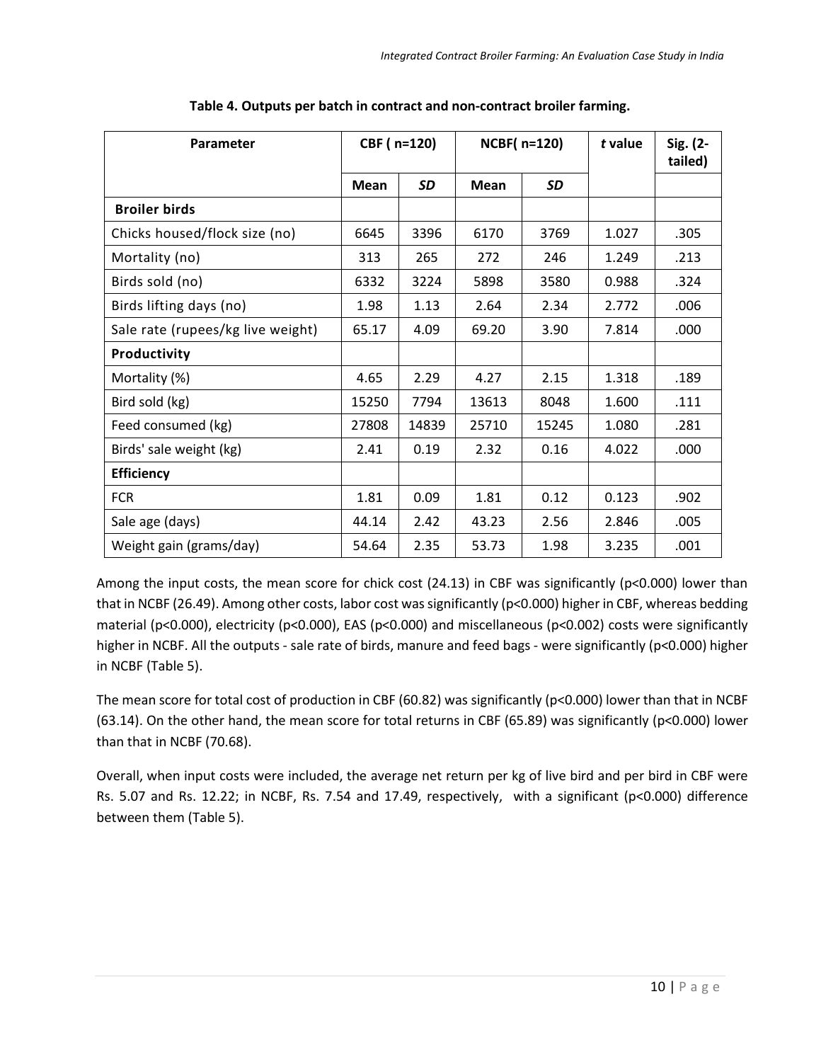**Table 4. Outputs per batch in contract and non-contract broiler farming.**

| Parameter | CBF ( n=120) | | NCBF( n=120) | | *t* value | Sig. (2-tailed) |
|---|---|---|---|---|---|---|
| | Mean | *SD* | Mean | *SD* | | |
| **Broiler birds** | | | | | | |
| Chicks housed/flock size (no) | 6645 | 3396 | 6170 | 3769 | 1.027 | .305 |
| Mortality (no) | 313 | 265 | 272 | 246 | 1.249 | .213 |
| Birds sold (no) | 6332 | 3224 | 5898 | 3580 | 0.988 | .324 |
| Birds lifting days (no) | 1.98 | 1.13 | 2.64 | 2.34 | 2.772 | .006 |
| Sale rate (rupees/kg live weight) | 65.17 | 4.09 | 69.20 | 3.90 | 7.814 | .000 |
| **Productivity** | | | | | | |
| Mortality (%) | 4.65 | 2.29 | 4.27 | 2.15 | 1.318 | .189 |
| Bird sold (kg) | 15250 | 7794 | 13613 | 8048 | 1.600 | .111 |
| Feed consumed (kg) | 27808 | 14839 | 25710 | 15245 | 1.080 | .281 |
| Birds' sale weight (kg) | 2.41 | 0.19 | 2.32 | 0.16 | 4.022 | .000 |
| **Efficiency** | | | | | | |
| FCR | 1.81 | 0.09 | 1.81 | 0.12 | 0.123 | .902 |
| Sale age (days) | 44.14 | 2.42 | 43.23 | 2.56 | 2.846 | .005 |
| Weight gain (grams/day) | 54.64 | 2.35 | 53.73 | 1.98 | 3.235 | .001 |

Among the input costs, the mean score for chick cost (24.13) in CBF was significantly ($p<0.000$) lower than that in NCBF (26.49). Among other costs, labor cost was significantly ($p<0.000$) higher in CBF, whereas bedding material ($p<0.000$), electricity ($p<0.000$), EAS ($p<0.000$) and miscellaneous ($p<0.002$) costs were significantly higher in NCBF. All the outputs - sale rate of birds, manure and feed bags - were significantly ($p<0.000$) higher in NCBF (Table 5).

The mean score for total cost of production in CBF (60.82) was significantly ($p<0.000$) lower than that in NCBF (63.14). On the other hand, the mean score for total returns in CBF (65.89) was significantly ($p<0.000$) lower than that in NCBF (70.68).

Overall, when input costs were included, the average net return per kg of live bird and per bird in CBF were Rs. 5.07 and Rs. 12.22; in NCBF, Rs. 7.54 and 17.49, respectively, with a significant ($p<0.000$) difference between them (Table 5).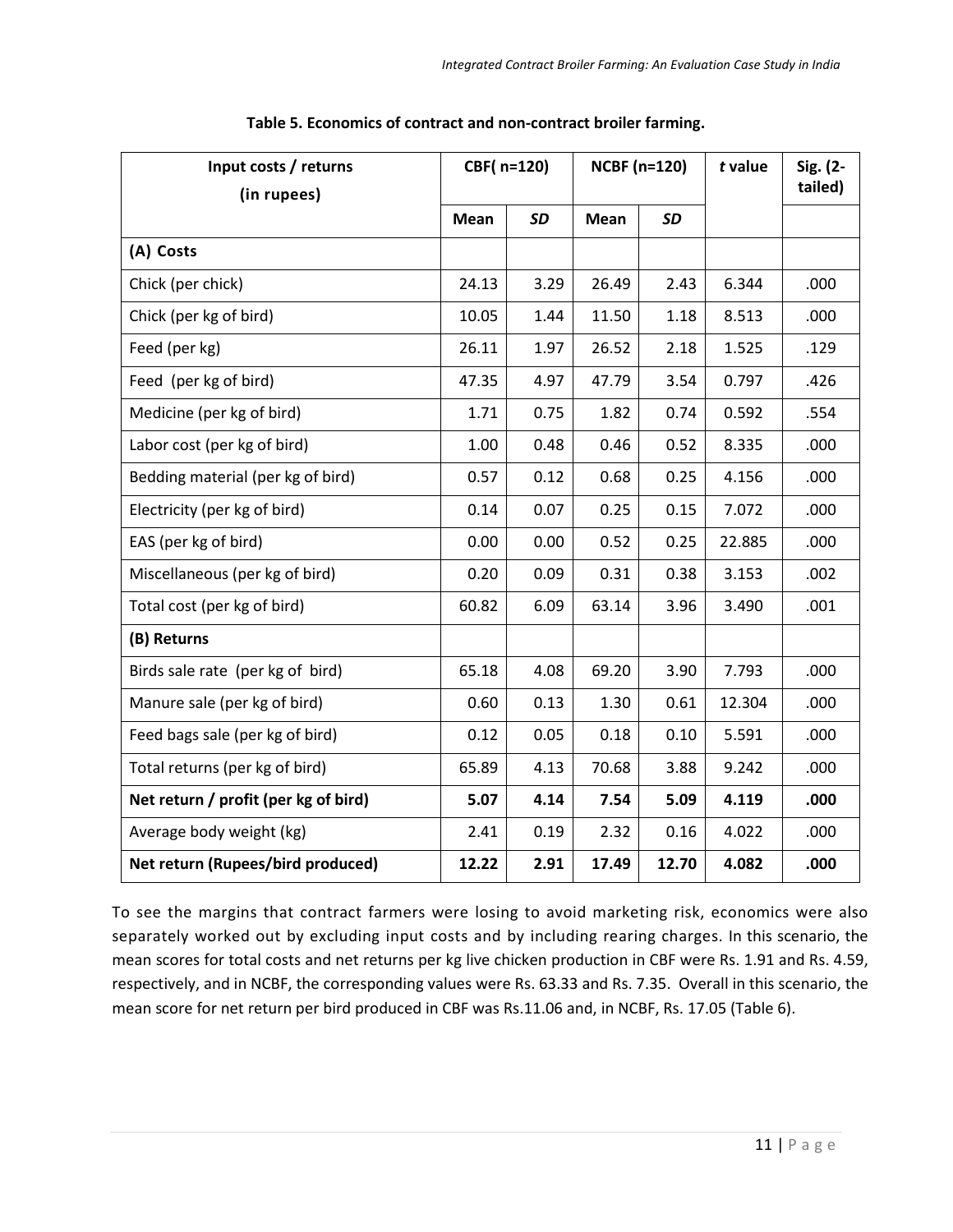**Table 5. Economics of contract and non-contract broiler farming.**

| Input costs / returns (in rupees) | CBF( n=120) | | NCBF (n=120) | | *t* value | Sig. (2-tailed) |
|---|---|---|---|---|---|---|
| | Mean | *SD* | Mean | *SD* | | |
| **(A) Costs** | | | | | | |
| Chick (per chick) | 24.13 | 3.29 | 26.49 | 2.43 | 6.344 | .000 |
| Chick (per kg of bird) | 10.05 | 1.44 | 11.50 | 1.18 | 8.513 | .000 |
| Feed (per kg) | 26.11 | 1.97 | 26.52 | 2.18 | 1.525 | .129 |
| Feed (per kg of bird) | 47.35 | 4.97 | 47.79 | 3.54 | 0.797 | .426 |
| Medicine (per kg of bird) | 1.71 | 0.75 | 1.82 | 0.74 | 0.592 | .554 |
| Labor cost (per kg of bird) | 1.00 | 0.48 | 0.46 | 0.52 | 8.335 | .000 |
| Bedding material (per kg of bird) | 0.57 | 0.12 | 0.68 | 0.25 | 4.156 | .000 |
| Electricity (per kg of bird) | 0.14 | 0.07 | 0.25 | 0.15 | 7.072 | .000 |
| EAS (per kg of bird) | 0.00 | 0.00 | 0.52 | 0.25 | 22.885 | .000 |
| Miscellaneous (per kg of bird) | 0.20 | 0.09 | 0.31 | 0.38 | 3.153 | .002 |
| Total cost (per kg of bird) | 60.82 | 6.09 | 63.14 | 3.96 | 3.490 | .001 |
| **(B) Returns** | | | | | | |
| Birds sale rate (per kg of bird) | 65.18 | 4.08 | 69.20 | 3.90 | 7.793 | .000 |
| Manure sale (per kg of bird) | 0.60 | 0.13 | 1.30 | 0.61 | 12.304 | .000 |
| Feed bags sale (per kg of bird) | 0.12 | 0.05 | 0.18 | 0.10 | 5.591 | .000 |
| Total returns (per kg of bird) | 65.89 | 4.13 | 70.68 | 3.88 | 9.242 | .000 |
| **Net return / profit (per kg of bird)** | **5.07** | **4.14** | **7.54** | **5.09** | **4.119** | **.000** |
| Average body weight (kg) | 2.41 | 0.19 | 2.32 | 0.16 | 4.022 | .000 |
| **Net return (Rupees/bird produced)** | **12.22** | **2.91** | **17.49** | **12.70** | **4.082** | **.000** |

To see the margins that contract farmers were losing to avoid marketing risk, economics were also separately worked out by excluding input costs and by including rearing charges. In this scenario, the mean scores for total costs and net returns per kg live chicken production in CBF were Rs. 1.91 and Rs. 4.59, respectively, and in NCBF, the corresponding values were Rs. 63.33 and Rs. 7.35. Overall in this scenario, the mean score for net return per bird produced in CBF was Rs.11.06 and, in NCBF, Rs. 17.05 (Table 6).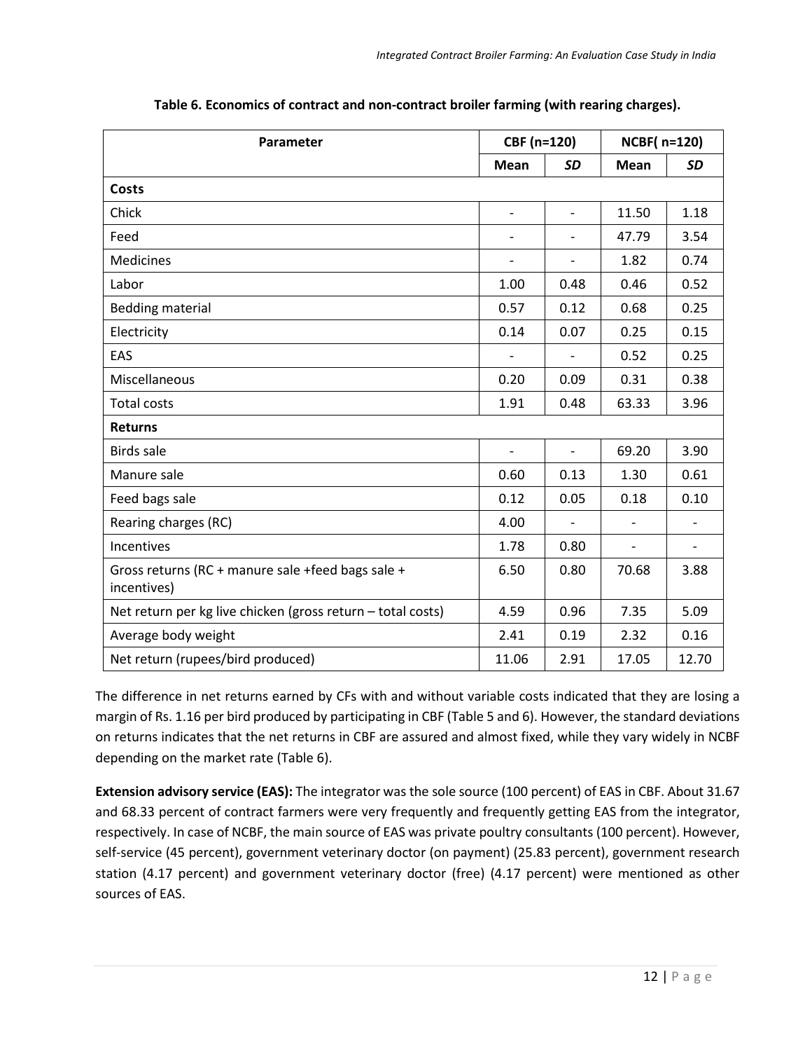**Table 6. Economics of contract and non-contract broiler farming (with rearing charges).**

| Parameter | CBF (n=120) | | NCBF( n=120) | |
|---|---|---|---|---|
| | **Mean** | ***SD*** | **Mean** | ***SD*** |
| **Costs** | | | | |
| Chick | - | - | 11.50 | 1.18 |
| Feed | - | - | 47.79 | 3.54 |
| Medicines | - | - | 1.82 | 0.74 |
| Labor | 1.00 | 0.48 | 0.46 | 0.52 |
| Bedding material | 0.57 | 0.12 | 0.68 | 0.25 |
| Electricity | 0.14 | 0.07 | 0.25 | 0.15 |
| EAS | - | - | 0.52 | 0.25 |
| Miscellaneous | 0.20 | 0.09 | 0.31 | 0.38 |
| Total costs | 1.91 | 0.48 | 63.33 | 3.96 |
| **Returns** | | | | |
| Birds sale | - | - | 69.20 | 3.90 |
| Manure sale | 0.60 | 0.13 | 1.30 | 0.61 |
| Feed bags sale | 0.12 | 0.05 | 0.18 | 0.10 |
| Rearing charges (RC) | 4.00 | - | - | - |
| Incentives | 1.78 | 0.80 | - | - |
| Gross returns (RC + manure sale +feed bags sale + incentives) | 6.50 | 0.80 | 70.68 | 3.88 |
| Net return per kg live chicken (gross return – total costs) | 4.59 | 0.96 | 7.35 | 5.09 |
| Average body weight | 2.41 | 0.19 | 2.32 | 0.16 |
| Net return (rupees/bird produced) | 11.06 | 2.91 | 17.05 | 12.70 |

The difference in net returns earned by CFs with and without variable costs indicated that they are losing a margin of Rs. 1.16 per bird produced by participating in CBF (Table 5 and 6). However, the standard deviations on returns indicates that the net returns in CBF are assured and almost fixed, while they vary widely in NCBF depending on the market rate (Table 6).

**Extension advisory service (EAS):** The integrator was the sole source (100 percent) of EAS in CBF. About 31.67 and 68.33 percent of contract farmers were very frequently and frequently getting EAS from the integrator, respectively. In case of NCBF, the main source of EAS was private poultry consultants (100 percent). However, self-service (45 percent), government veterinary doctor (on payment) (25.83 percent), government research station (4.17 percent) and government veterinary doctor (free) (4.17 percent) were mentioned as other sources of EAS.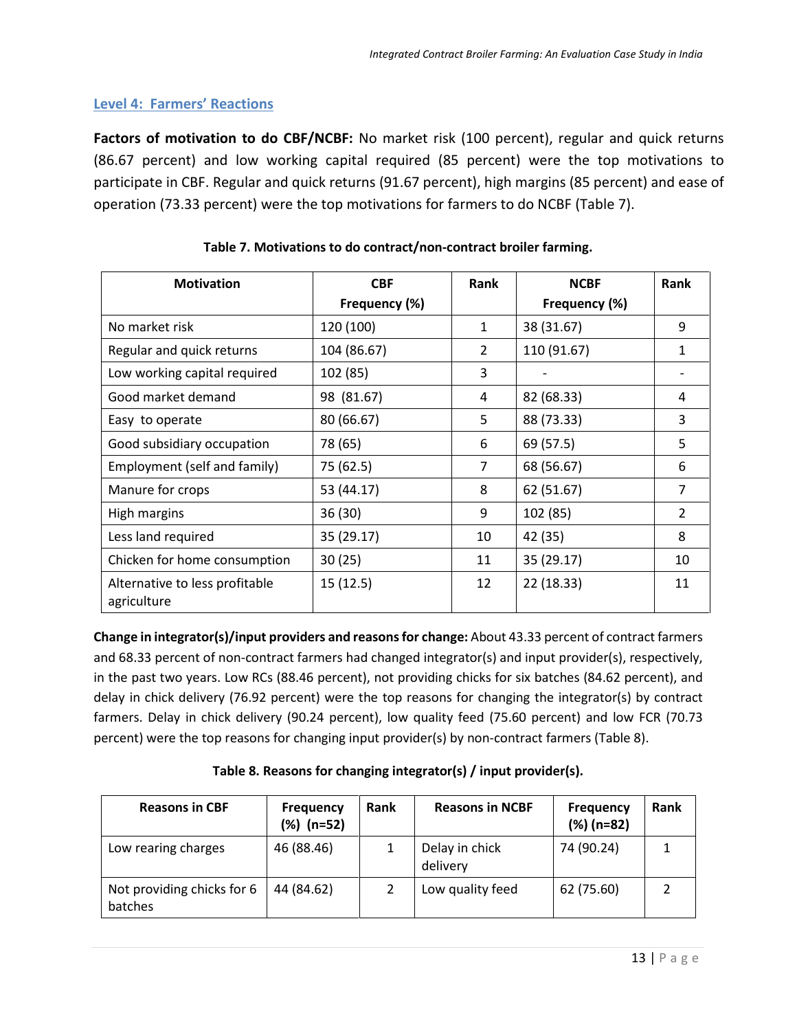## Level 4: Farmers' Reactions

**Factors of motivation to do CBF/NCBF:** No market risk (100 percent), regular and quick returns (86.67 percent) and low working capital required (85 percent) were the top motivations to participate in CBF. Regular and quick returns (91.67 percent), high margins (85 percent) and ease of operation (73.33 percent) were the top motivations for farmers to do NCBF (Table 7).

**Table 7. Motivations to do contract/non-contract broiler farming.**

| Motivation | CBF Frequency (%) | Rank | NCBF Frequency (%) | Rank |
|---|---|---|---|---|
| No market risk | 120 (100) | 1 | 38 (31.67) | 9 |
| Regular and quick returns | 104 (86.67) | 2 | 110 (91.67) | 1 |
| Low working capital required | 102 (85) | 3 | - | - |
| Good market demand | 98 (81.67) | 4 | 82 (68.33) | 4 |
| Easy to operate | 80 (66.67) | 5 | 88 (73.33) | 3 |
| Good subsidiary occupation | 78 (65) | 6 | 69 (57.5) | 5 |
| Employment (self and family) | 75 (62.5) | 7 | 68 (56.67) | 6 |
| Manure for crops | 53 (44.17) | 8 | 62 (51.67) | 7 |
| High margins | 36 (30) | 9 | 102 (85) | 2 |
| Less land required | 35 (29.17) | 10 | 42 (35) | 8 |
| Chicken for home consumption | 30 (25) | 11 | 35 (29.17) | 10 |
| Alternative to less profitable agriculture | 15 (12.5) | 12 | 22 (18.33) | 11 |

**Change in integrator(s)/input providers and reasons for change:** About 43.33 percent of contract farmers and 68.33 percent of non-contract farmers had changed integrator(s) and input provider(s), respectively, in the past two years. Low RCs (88.46 percent), not providing chicks for six batches (84.62 percent), and delay in chick delivery (76.92 percent) were the top reasons for changing the integrator(s) by contract farmers. Delay in chick delivery (90.24 percent), low quality feed (75.60 percent) and low FCR (70.73 percent) were the top reasons for changing input provider(s) by non-contract farmers (Table 8).

**Table 8. Reasons for changing integrator(s) / input provider(s).**

| Reasons in CBF | Frequency (%) (n=52) | Rank | Reasons in NCBF | Frequency (%) (n=82) | Rank |
|---|---|---|---|---|---|
| Low rearing charges | 46 (88.46) | 1 | Delay in chick delivery | 74 (90.24) | 1 |
| Not providing chicks for 6 batches | 44 (84.62) | 2 | Low quality feed | 62 (75.60) | 2 |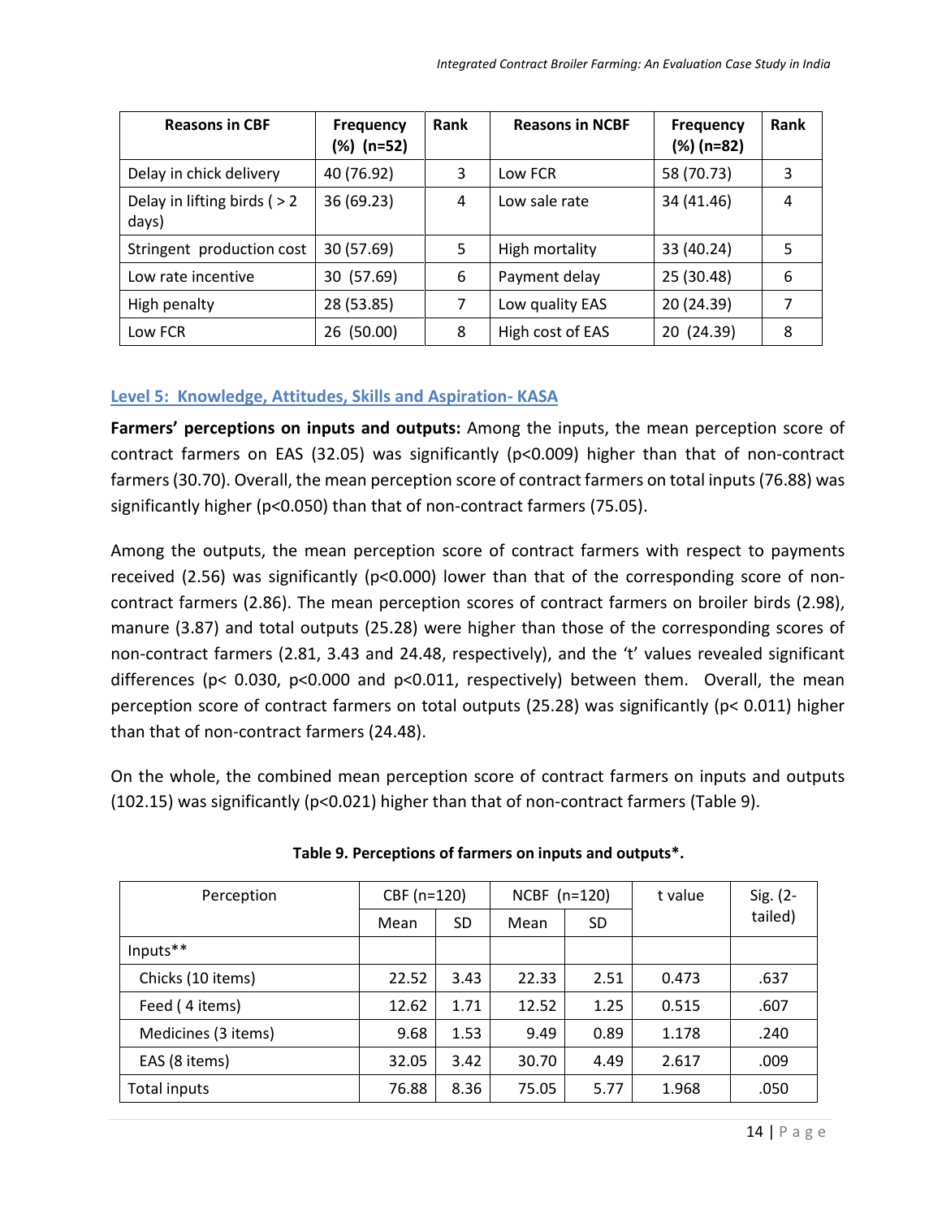| Reasons in CBF | Frequency (%) (n=52) | Rank | Reasons in NCBF | Frequency (%) (n=82) | Rank |
|---|---|---|---|---|---|
| Delay in chick delivery | 40 (76.92) | 3 | Low FCR | 58 (70.73) | 3 |
| Delay in lifting birds ( > 2 days) | 36 (69.23) | 4 | Low sale rate | 34 (41.46) | 4 |
| Stringent production cost | 30 (57.69) | 5 | High mortality | 33 (40.24) | 5 |
| Low rate incentive | 30 (57.69) | 6 | Payment delay | 25 (30.48) | 6 |
| High penalty | 28 (53.85) | 7 | Low quality EAS | 20 (24.39) | 7 |
| Low FCR | 26 (50.00) | 8 | High cost of EAS | 20 (24.39) | 8 |

### Level 5: Knowledge, Attitudes, Skills and Aspiration- KASA

**Farmers' perceptions on inputs and outputs:** Among the inputs, the mean perception score of contract farmers on EAS (32.05) was significantly ($p<0.009$) higher than that of non-contract farmers (30.70). Overall, the mean perception score of contract farmers on total inputs (76.88) was significantly higher ($p<0.050$) than that of non-contract farmers (75.05).

Among the outputs, the mean perception score of contract farmers with respect to payments received (2.56) was significantly ($p<0.000$) lower than that of the corresponding score of non-contract farmers (2.86). The mean perception scores of contract farmers on broiler birds (2.98), manure (3.87) and total outputs (25.28) were higher than those of the corresponding scores of non-contract farmers (2.81, 3.43 and 24.48, respectively), and the 't' values revealed significant differences ($p< 0.030$, $p<0.000$ and $p<0.011$, respectively) between them. Overall, the mean perception score of contract farmers on total outputs (25.28) was significantly ($p< 0.011$) higher than that of non-contract farmers (24.48).

On the whole, the combined mean perception score of contract farmers on inputs and outputs (102.15) was significantly ($p<0.021$) higher than that of non-contract farmers (Table 9).

**Table 9. Perceptions of farmers on inputs and outputs*.**

| Perception | CBF (n=120) | | NCBF (n=120) | | t value | Sig. (2-tailed) |
|---|---|---|---|---|---|---|
| | Mean | SD | Mean | SD | | |
| Inputs** | | | | | | |
| Chicks (10 items) | 22.52 | 3.43 | 22.33 | 2.51 | 0.473 | .637 |
| Feed ( 4 items) | 12.62 | 1.71 | 12.52 | 1.25 | 0.515 | .607 |
| Medicines (3 items) | 9.68 | 1.53 | 9.49 | 0.89 | 1.178 | .240 |
| EAS (8 items) | 32.05 | 3.42 | 30.70 | 4.49 | 2.617 | .009 |
| Total inputs | 76.88 | 8.36 | 75.05 | 5.77 | 1.968 | .050 |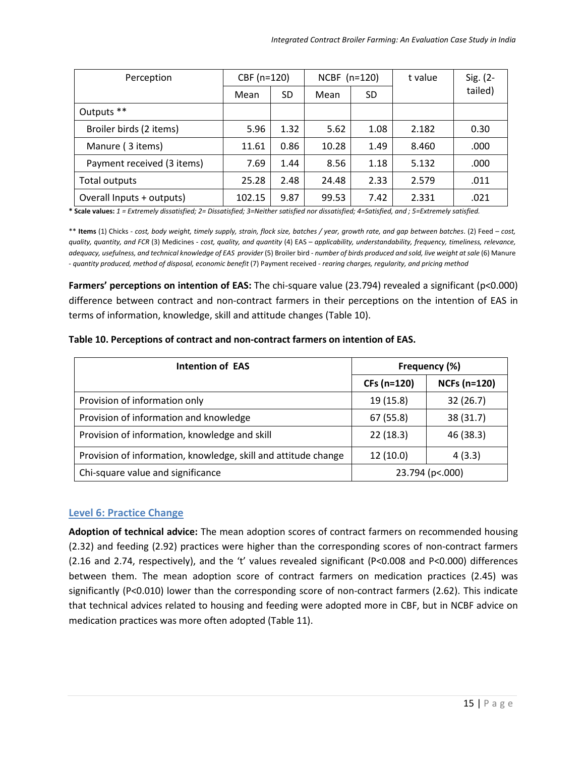| Perception | CBF (n=120) | | NCBF (n=120) | | t value | Sig. (2-tailed) |
|---|---|---|---|---|---|---|
| | Mean | SD | Mean | SD | | |
| Outputs ** | | | | | | |
| Broiler birds (2 items) | 5.96 | 1.32 | 5.62 | 1.08 | 2.182 | 0.30 |
| Manure ( 3 items) | 11.61 | 0.86 | 10.28 | 1.49 | 8.460 | .000 |
| Payment received (3 items) | 7.69 | 1.44 | 8.56 | 1.18 | 5.132 | .000 |
| Total outputs | 25.28 | 2.48 | 24.48 | 2.33 | 2.579 | .011 |
| Overall Inputs + outputs) | 102.15 | 9.87 | 99.53 | 7.42 | 2.331 | .021 |

**\* Scale values:** *1 = Extremely dissatisfied; 2= Dissatisfied; 3=Neither satisfied nor dissatisfied; 4=Satisfied, and ; 5=Extremely satisfied.*

** **Items** (1) Chicks - *cost, body weight, timely supply, strain, flock size, batches / year, growth rate, and gap between batches*. (2) Feed – *cost, quality, quantity, and FCR* (3) Medicines - *cost, quality, and quantity* (4) EAS – *applicability, understandability, frequency, timeliness, relevance, adequacy, usefulness, and technical knowledge of EAS provider* (5) Broiler bird - *number of birds produced and sold, live weight at sale* (6) Manure - *quantity produced, method of disposal, economic benefit* (7) Payment received - *rearing charges, regularity, and pricing method*

**Farmers' perceptions on intention of EAS:** The chi-square value (23.794) revealed a significant (p<0.000) difference between contract and non-contract farmers in their perceptions on the intention of EAS in terms of information, knowledge, skill and attitude changes (Table 10).

**Table 10. Perceptions of contract and non-contract farmers on intention of EAS.**

| Intention of EAS | Frequency (%) | |
|---|---|---|
| | CFs (n=120) | NCFs (n=120) |
| Provision of information only | 19 (15.8) | 32 (26.7) |
| Provision of information and knowledge | 67 (55.8) | 38 (31.7) |
| Provision of information, knowledge and skill | 22 (18.3) | 46 (38.3) |
| Provision of information, knowledge, skill and attitude change | 12 (10.0) | 4 (3.3) |
| Chi-square value and significance | 23.794 (p<.000) | |

### Level 6: Practice Change

**Adoption of technical advice:** The mean adoption scores of contract farmers on recommended housing (2.32) and feeding (2.92) practices were higher than the corresponding scores of non-contract farmers (2.16 and 2.74, respectively), and the 't' values revealed significant (P<0.008 and P<0.000) differences between them. The mean adoption score of contract farmers on medication practices (2.45) was significantly (P<0.010) lower than the corresponding score of non-contract farmers (2.62). This indicate that technical advices related to housing and feeding were adopted more in CBF, but in NCBF advice on medication practices was more often adopted (Table 11).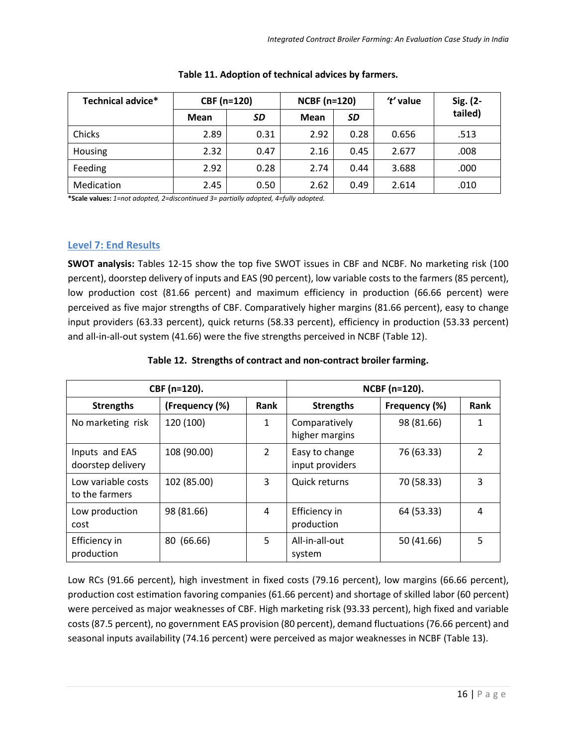**Table 11. Adoption of technical advices by farmers.**

| Technical advice* | CBF (n=120) | | NCBF (n=120) | | *'t'* value | Sig. (2-tailed) |
|---|---|---|---|---|---|---|
| | Mean | *SD* | Mean | *SD* | | |
| Chicks | 2.89 | 0.31 | 2.92 | 0.28 | 0.656 | .513 |
| Housing | 2.32 | 0.47 | 2.16 | 0.45 | 2.677 | .008 |
| Feeding | 2.92 | 0.28 | 2.74 | 0.44 | 3.688 | .000 |
| Medication | 2.45 | 0.50 | 2.62 | 0.49 | 2.614 | .010 |

**\*Scale values:** *1=not adopted, 2=discontinued 3= partially adopted, 4=fully adopted.*

## Level 7: End Results

**SWOT analysis:** Tables 12-15 show the top five SWOT issues in CBF and NCBF. No marketing risk (100 percent), doorstep delivery of inputs and EAS (90 percent), low variable costs to the farmers (85 percent), low production cost (81.66 percent) and maximum efficiency in production (66.66 percent) were perceived as five major strengths of CBF. Comparatively higher margins (81.66 percent), easy to change input providers (63.33 percent), quick returns (58.33 percent), efficiency in production (53.33 percent) and all-in-all-out system (41.66) were the five strengths perceived in NCBF (Table 12).

**Table 12. Strengths of contract and non-contract broiler farming.**

| CBF (n=120). | | | NCBF (n=120). | | |
|---|---|---|---|---|---|
| Strengths | (Frequency (%) | Rank | Strengths | Frequency (%) | Rank |
| No marketing risk | 120 (100) | 1 | Comparatively higher margins | 98 (81.66) | 1 |
| Inputs and EAS doorstep delivery | 108 (90.00) | 2 | Easy to change input providers | 76 (63.33) | 2 |
| Low variable costs to the farmers | 102 (85.00) | 3 | Quick returns | 70 (58.33) | 3 |
| Low production cost | 98 (81.66) | 4 | Efficiency in production | 64 (53.33) | 4 |
| Efficiency in production | 80 (66.66) | 5 | All-in-all-out system | 50 (41.66) | 5 |

Low RCs (91.66 percent), high investment in fixed costs (79.16 percent), low margins (66.66 percent), production cost estimation favoring companies (61.66 percent) and shortage of skilled labor (60 percent) were perceived as major weaknesses of CBF. High marketing risk (93.33 percent), high fixed and variable costs (87.5 percent), no government EAS provision (80 percent), demand fluctuations (76.66 percent) and seasonal inputs availability (74.16 percent) were perceived as major weaknesses in NCBF (Table 13).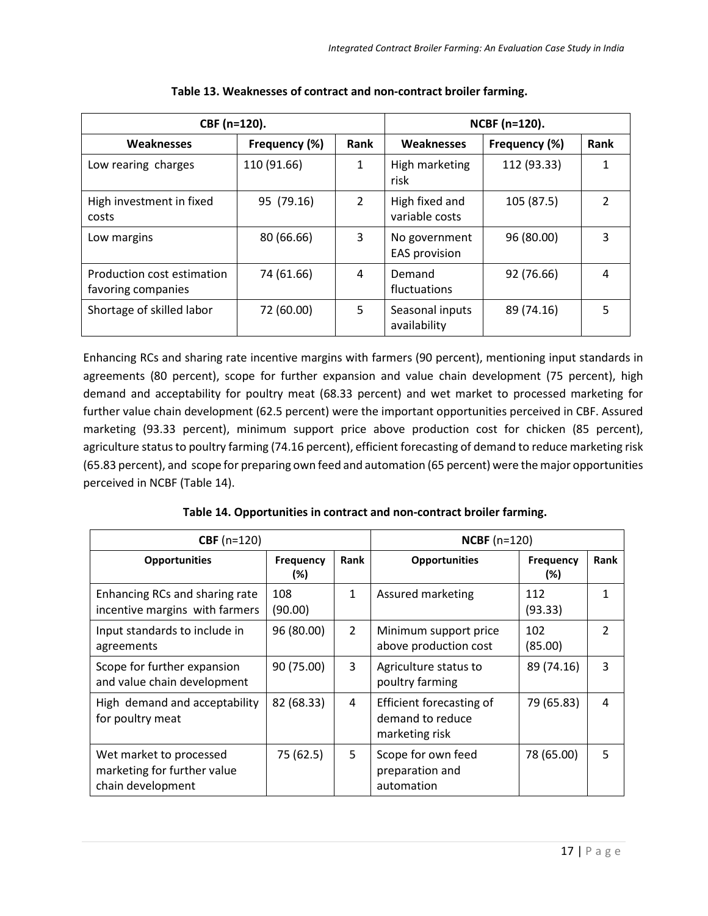**Table 13. Weaknesses of contract and non-contract broiler farming.**

| CBF (n=120). | | | NCBF (n=120). | | |
|---|---|---|---|---|---|
| Weaknesses | Frequency (%) | Rank | Weaknesses | Frequency (%) | Rank |
| Low rearing charges | 110 (91.66) | 1 | High marketing risk | 112 (93.33) | 1 |
| High investment in fixed costs | 95 (79.16) | 2 | High fixed and variable costs | 105 (87.5) | 2 |
| Low margins | 80 (66.66) | 3 | No government EAS provision | 96 (80.00) | 3 |
| Production cost estimation favoring companies | 74 (61.66) | 4 | Demand fluctuations | 92 (76.66) | 4 |
| Shortage of skilled labor | 72 (60.00) | 5 | Seasonal inputs availability | 89 (74.16) | 5 |

Enhancing RCs and sharing rate incentive margins with farmers (90 percent), mentioning input standards in agreements (80 percent), scope for further expansion and value chain development (75 percent), high demand and acceptability for poultry meat (68.33 percent) and wet market to processed marketing for further value chain development (62.5 percent) were the important opportunities perceived in CBF. Assured marketing (93.33 percent), minimum support price above production cost for chicken (85 percent), agriculture status to poultry farming (74.16 percent), efficient forecasting of demand to reduce marketing risk (65.83 percent), and scope for preparing own feed and automation (65 percent) were the major opportunities perceived in NCBF (Table 14).

**Table 14. Opportunities in contract and non-contract broiler farming.**

| **CBF** (n=120) | | | **NCBF** (n=120) | | |
|---|---|---|---|---|---|
| **Opportunities** | **Frequency (%)** | **Rank** | **Opportunities** | **Frequency (%)** | **Rank** |
| Enhancing RCs and sharing rate incentive margins with farmers | 108 (90.00) | 1 | Assured marketing | 112 (93.33) | 1 |
| Input standards to include in agreements | 96 (80.00) | 2 | Minimum support price above production cost | 102 (85.00) | 2 |
| Scope for further expansion and value chain development | 90 (75.00) | 3 | Agriculture status to poultry farming | 89 (74.16) | 3 |
| High demand and acceptability for poultry meat | 82 (68.33) | 4 | Efficient forecasting of demand to reduce marketing risk | 79 (65.83) | 4 |
| Wet market to processed marketing for further value chain development | 75 (62.5) | 5 | Scope for own feed preparation and automation | 78 (65.00) | 5 |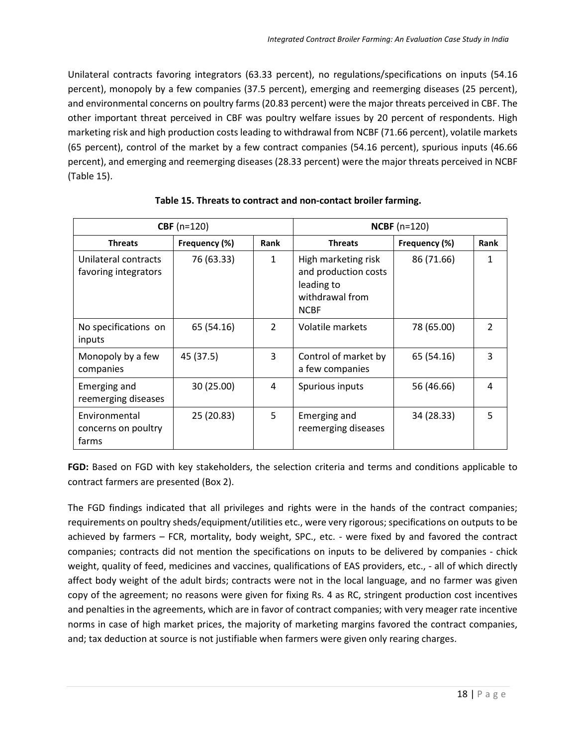Unilateral contracts favoring integrators (63.33 percent), no regulations/specifications on inputs (54.16 percent), monopoly by a few companies (37.5 percent), emerging and reemerging diseases (25 percent), and environmental concerns on poultry farms (20.83 percent) were the major threats perceived in CBF. The other important threat perceived in CBF was poultry welfare issues by 20 percent of respondents. High marketing risk and high production costs leading to withdrawal from NCBF (71.66 percent), volatile markets (65 percent), control of the market by a few contract companies (54.16 percent), spurious inputs (46.66 percent), and emerging and reemerging diseases (28.33 percent) were the major threats perceived in NCBF (Table 15).

**Table 15. Threats to contract and non-contact broiler farming.**

| **CBF** (n=120) | | | **NCBF** (n=120) | | |
|---|---|---|---|---|---|
| **Threats** | **Frequency (%)** | **Rank** | **Threats** | **Frequency (%)** | **Rank** |
| Unilateral contracts favoring integrators | 76 (63.33) | 1 | High marketing risk and production costs leading to withdrawal from NCBF | 86 (71.66) | 1 |
| No specifications on inputs | 65 (54.16) | 2 | Volatile markets | 78 (65.00) | 2 |
| Monopoly by a few companies | 45 (37.5) | 3 | Control of market by a few companies | 65 (54.16) | 3 |
| Emerging and reemerging diseases | 30 (25.00) | 4 | Spurious inputs | 56 (46.66) | 4 |
| Environmental concerns on poultry farms | 25 (20.83) | 5 | Emerging and reemerging diseases | 34 (28.33) | 5 |

**FGD:** Based on FGD with key stakeholders, the selection criteria and terms and conditions applicable to contract farmers are presented (Box 2).

The FGD findings indicated that all privileges and rights were in the hands of the contract companies; requirements on poultry sheds/equipment/utilities etc., were very rigorous; specifications on outputs to be achieved by farmers – FCR, mortality, body weight, SPC., etc. - were fixed by and favored the contract companies; contracts did not mention the specifications on inputs to be delivered by companies - chick weight, quality of feed, medicines and vaccines, qualifications of EAS providers, etc., - all of which directly affect body weight of the adult birds; contracts were not in the local language, and no farmer was given copy of the agreement; no reasons were given for fixing Rs. 4 as RC, stringent production cost incentives and penalties in the agreements, which are in favor of contract companies; with very meager rate incentive norms in case of high market prices, the majority of marketing margins favored the contract companies, and; tax deduction at source is not justifiable when farmers were given only rearing charges.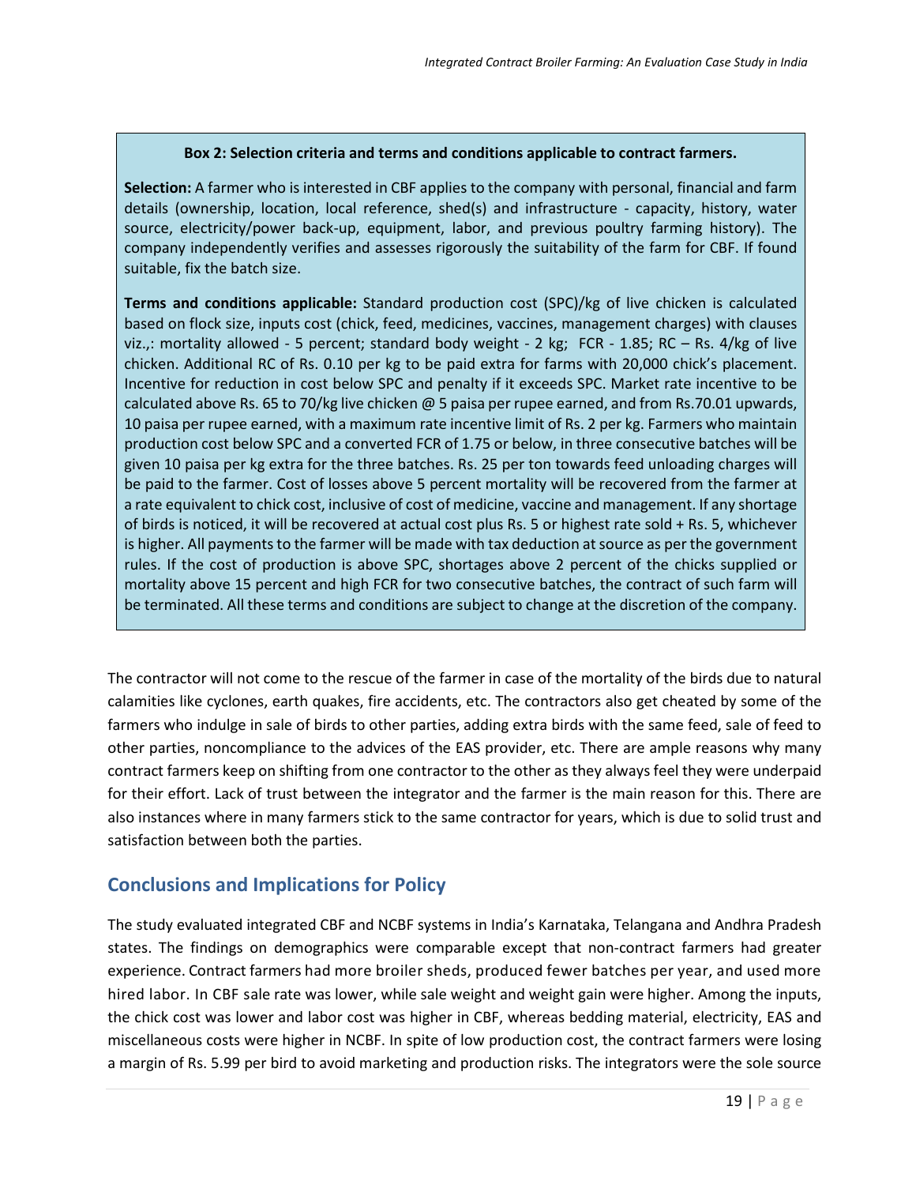**Box 2: Selection criteria and terms and conditions applicable to contract farmers.**

**Selection:** A farmer who is interested in CBF applies to the company with personal, financial and farm details (ownership, location, local reference, shed(s) and infrastructure - capacity, history, water source, electricity/power back-up, equipment, labor, and previous poultry farming history). The company independently verifies and assesses rigorously the suitability of the farm for CBF. If found suitable, fix the batch size.

**Terms and conditions applicable:** Standard production cost (SPC)/kg of live chicken is calculated based on flock size, inputs cost (chick, feed, medicines, vaccines, management charges) with clauses viz.,: mortality allowed - 5 percent; standard body weight - 2 kg; FCR - 1.85; RC – Rs. 4/kg of live chicken. Additional RC of Rs. 0.10 per kg to be paid extra for farms with 20,000 chick's placement. Incentive for reduction in cost below SPC and penalty if it exceeds SPC. Market rate incentive to be calculated above Rs. 65 to 70/kg live chicken @ 5 paisa per rupee earned, and from Rs.70.01 upwards, 10 paisa per rupee earned, with a maximum rate incentive limit of Rs. 2 per kg. Farmers who maintain production cost below SPC and a converted FCR of 1.75 or below, in three consecutive batches will be given 10 paisa per kg extra for the three batches. Rs. 25 per ton towards feed unloading charges will be paid to the farmer. Cost of losses above 5 percent mortality will be recovered from the farmer at a rate equivalent to chick cost, inclusive of cost of medicine, vaccine and management. If any shortage of birds is noticed, it will be recovered at actual cost plus Rs. 5 or highest rate sold + Rs. 5, whichever is higher. All payments to the farmer will be made with tax deduction at source as per the government rules. If the cost of production is above SPC, shortages above 2 percent of the chicks supplied or mortality above 15 percent and high FCR for two consecutive batches, the contract of such farm will be terminated. All these terms and conditions are subject to change at the discretion of the company.

The contractor will not come to the rescue of the farmer in case of the mortality of the birds due to natural calamities like cyclones, earth quakes, fire accidents, etc. The contractors also get cheated by some of the farmers who indulge in sale of birds to other parties, adding extra birds with the same feed, sale of feed to other parties, noncompliance to the advices of the EAS provider, etc. There are ample reasons why many contract farmers keep on shifting from one contractor to the other as they always feel they were underpaid for their effort. Lack of trust between the integrator and the farmer is the main reason for this. There are also instances where in many farmers stick to the same contractor for years, which is due to solid trust and satisfaction between both the parties.

## Conclusions and Implications for Policy

The study evaluated integrated CBF and NCBF systems in India's Karnataka, Telangana and Andhra Pradesh states. The findings on demographics were comparable except that non-contract farmers had greater experience. Contract farmers had more broiler sheds, produced fewer batches per year, and used more hired labor. In CBF sale rate was lower, while sale weight and weight gain were higher. Among the inputs, the chick cost was lower and labor cost was higher in CBF, whereas bedding material, electricity, EAS and miscellaneous costs were higher in NCBF. In spite of low production cost, the contract farmers were losing a margin of Rs. 5.99 per bird to avoid marketing and production risks. The integrators were the sole source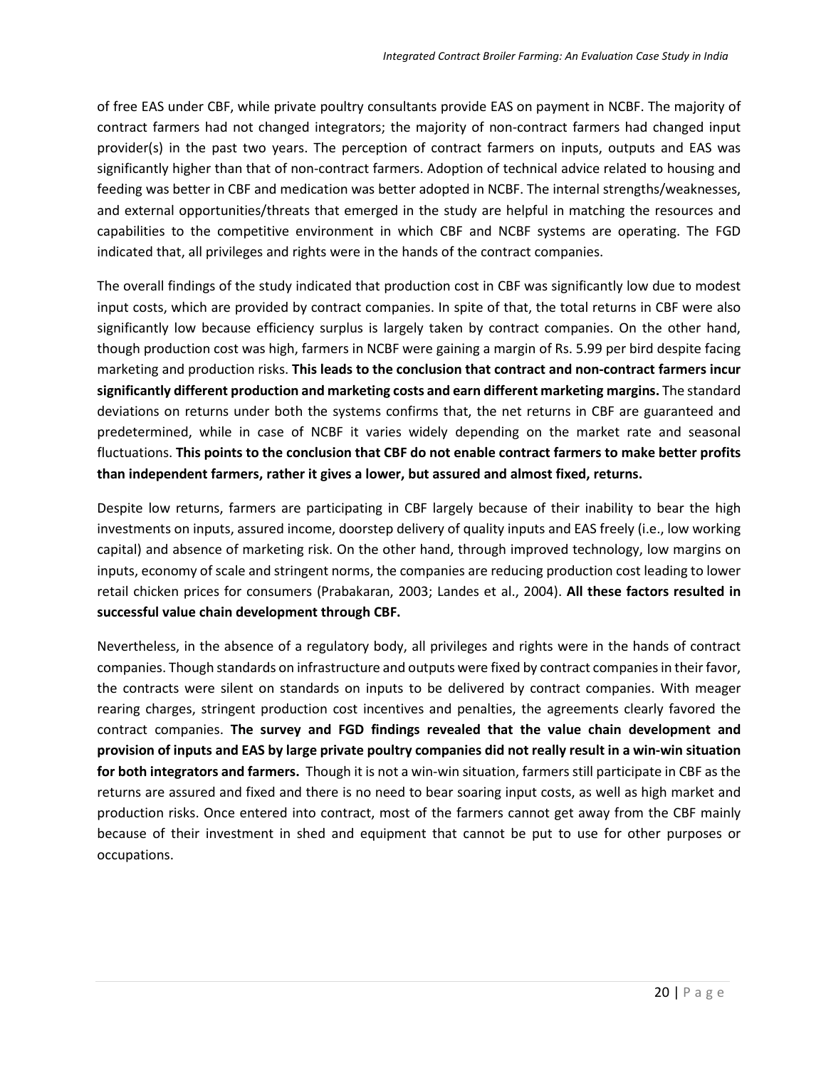of free EAS under CBF, while private poultry consultants provide EAS on payment in NCBF. The majority of contract farmers had not changed integrators; the majority of non-contract farmers had changed input provider(s) in the past two years. The perception of contract farmers on inputs, outputs and EAS was significantly higher than that of non-contract farmers. Adoption of technical advice related to housing and feeding was better in CBF and medication was better adopted in NCBF. The internal strengths/weaknesses, and external opportunities/threats that emerged in the study are helpful in matching the resources and capabilities to the competitive environment in which CBF and NCBF systems are operating. The FGD indicated that, all privileges and rights were in the hands of the contract companies.

The overall findings of the study indicated that production cost in CBF was significantly low due to modest input costs, which are provided by contract companies. In spite of that, the total returns in CBF were also significantly low because efficiency surplus is largely taken by contract companies. On the other hand, though production cost was high, farmers in NCBF were gaining a margin of Rs. 5.99 per bird despite facing marketing and production risks. **This leads to the conclusion that contract and non-contract farmers incur significantly different production and marketing costs and earn different marketing margins.** The standard deviations on returns under both the systems confirms that, the net returns in CBF are guaranteed and predetermined, while in case of NCBF it varies widely depending on the market rate and seasonal fluctuations. **This points to the conclusion that CBF do not enable contract farmers to make better profits than independent farmers, rather it gives a lower, but assured and almost fixed, returns.**

Despite low returns, farmers are participating in CBF largely because of their inability to bear the high investments on inputs, assured income, doorstep delivery of quality inputs and EAS freely (i.e., low working capital) and absence of marketing risk. On the other hand, through improved technology, low margins on inputs, economy of scale and stringent norms, the companies are reducing production cost leading to lower retail chicken prices for consumers (Prabakaran, 2003; Landes et al., 2004). **All these factors resulted in successful value chain development through CBF.**

Nevertheless, in the absence of a regulatory body, all privileges and rights were in the hands of contract companies. Though standards on infrastructure and outputs were fixed by contract companies in their favor, the contracts were silent on standards on inputs to be delivered by contract companies. With meager rearing charges, stringent production cost incentives and penalties, the agreements clearly favored the contract companies. **The survey and FGD findings revealed that the value chain development and provision of inputs and EAS by large private poultry companies did not really result in a win-win situation for both integrators and farmers.** Though it is not a win-win situation, farmers still participate in CBF as the returns are assured and fixed and there is no need to bear soaring input costs, as well as high market and production risks. Once entered into contract, most of the farmers cannot get away from the CBF mainly because of their investment in shed and equipment that cannot be put to use for other purposes or occupations.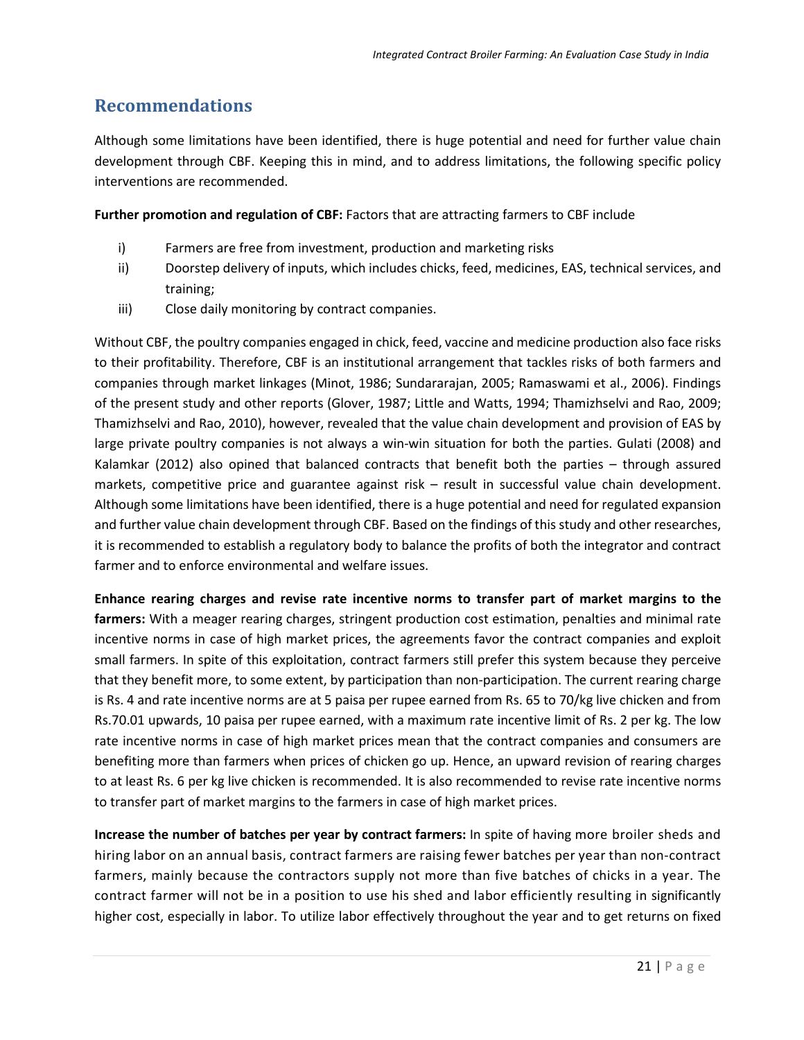## Recommendations

Although some limitations have been identified, there is huge potential and need for further value chain development through CBF. Keeping this in mind, and to address limitations, the following specific policy interventions are recommended.

**Further promotion and regulation of CBF:** Factors that are attracting farmers to CBF include

i) Farmers are free from investment, production and marketing risks
ii) Doorstep delivery of inputs, which includes chicks, feed, medicines, EAS, technical services, and training;
iii) Close daily monitoring by contract companies.

Without CBF, the poultry companies engaged in chick, feed, vaccine and medicine production also face risks to their profitability. Therefore, CBF is an institutional arrangement that tackles risks of both farmers and companies through market linkages (Minot, 1986; Sundararajan, 2005; Ramaswami et al., 2006). Findings of the present study and other reports (Glover, 1987; Little and Watts, 1994; Thamizhselvi and Rao, 2009; Thamizhselvi and Rao, 2010), however, revealed that the value chain development and provision of EAS by large private poultry companies is not always a win-win situation for both the parties. Gulati (2008) and Kalamkar (2012) also opined that balanced contracts that benefit both the parties – through assured markets, competitive price and guarantee against risk – result in successful value chain development. Although some limitations have been identified, there is a huge potential and need for regulated expansion and further value chain development through CBF. Based on the findings of this study and other researches, it is recommended to establish a regulatory body to balance the profits of both the integrator and contract farmer and to enforce environmental and welfare issues.

**Enhance rearing charges and revise rate incentive norms to transfer part of market margins to the farmers:** With a meager rearing charges, stringent production cost estimation, penalties and minimal rate incentive norms in case of high market prices, the agreements favor the contract companies and exploit small farmers. In spite of this exploitation, contract farmers still prefer this system because they perceive that they benefit more, to some extent, by participation than non-participation. The current rearing charge is Rs. 4 and rate incentive norms are at 5 paisa per rupee earned from Rs. 65 to 70/kg live chicken and from Rs.70.01 upwards, 10 paisa per rupee earned, with a maximum rate incentive limit of Rs. 2 per kg. The low rate incentive norms in case of high market prices mean that the contract companies and consumers are benefiting more than farmers when prices of chicken go up. Hence, an upward revision of rearing charges to at least Rs. 6 per kg live chicken is recommended. It is also recommended to revise rate incentive norms to transfer part of market margins to the farmers in case of high market prices.

**Increase the number of batches per year by contract farmers:** In spite of having more broiler sheds and hiring labor on an annual basis, contract farmers are raising fewer batches per year than non-contract farmers, mainly because the contractors supply not more than five batches of chicks in a year. The contract farmer will not be in a position to use his shed and labor efficiently resulting in significantly higher cost, especially in labor. To utilize labor effectively throughout the year and to get returns on fixed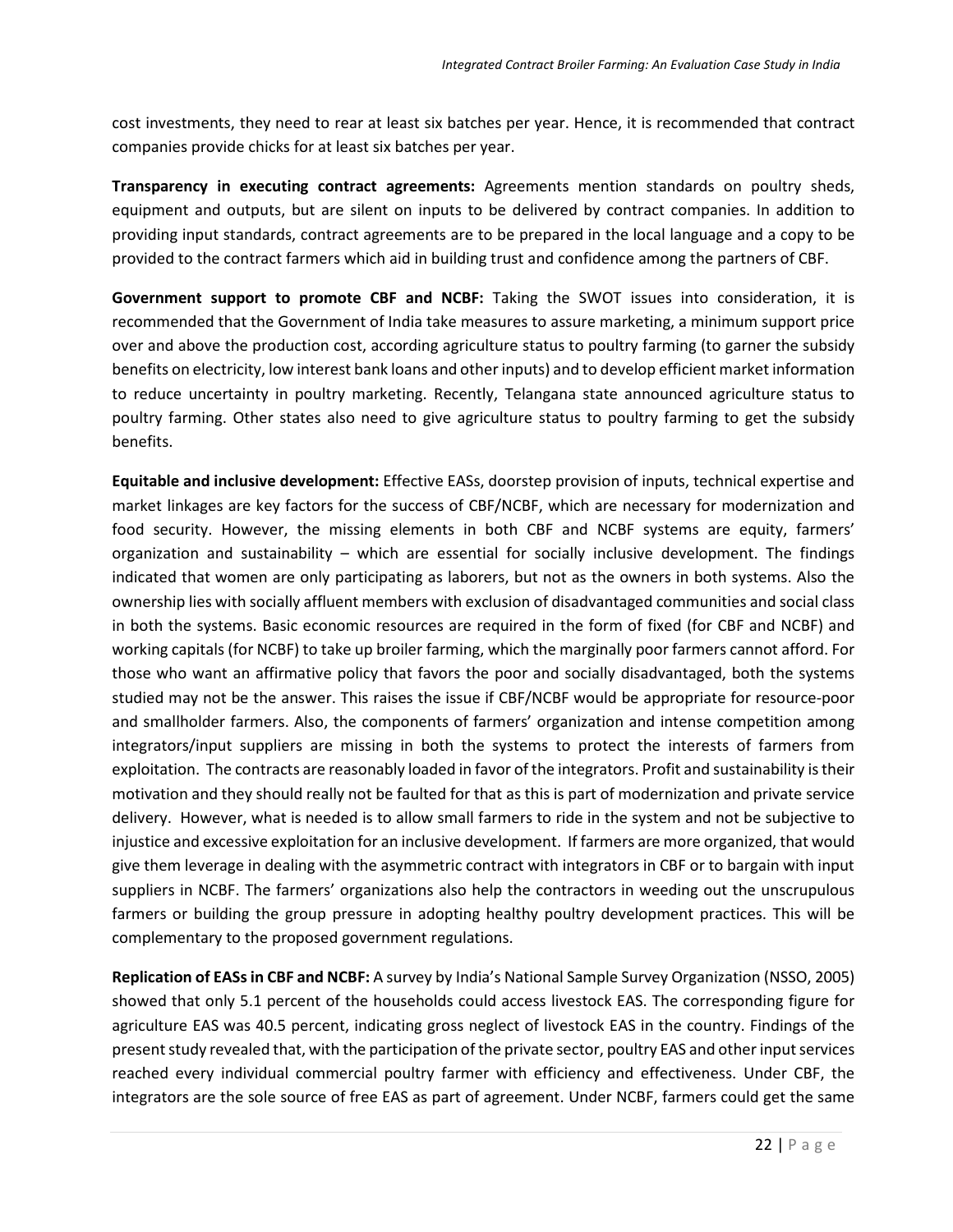cost investments, they need to rear at least six batches per year. Hence, it is recommended that contract companies provide chicks for at least six batches per year.

**Transparency in executing contract agreements:** Agreements mention standards on poultry sheds, equipment and outputs, but are silent on inputs to be delivered by contract companies. In addition to providing input standards, contract agreements are to be prepared in the local language and a copy to be provided to the contract farmers which aid in building trust and confidence among the partners of CBF.

**Government support to promote CBF and NCBF:** Taking the SWOT issues into consideration, it is recommended that the Government of India take measures to assure marketing, a minimum support price over and above the production cost, according agriculture status to poultry farming (to garner the subsidy benefits on electricity, low interest bank loans and other inputs) and to develop efficient market information to reduce uncertainty in poultry marketing. Recently, Telangana state announced agriculture status to poultry farming. Other states also need to give agriculture status to poultry farming to get the subsidy benefits.

**Equitable and inclusive development:** Effective EASs, doorstep provision of inputs, technical expertise and market linkages are key factors for the success of CBF/NCBF, which are necessary for modernization and food security. However, the missing elements in both CBF and NCBF systems are equity, farmers' organization and sustainability – which are essential for socially inclusive development. The findings indicated that women are only participating as laborers, but not as the owners in both systems. Also the ownership lies with socially affluent members with exclusion of disadvantaged communities and social class in both the systems. Basic economic resources are required in the form of fixed (for CBF and NCBF) and working capitals (for NCBF) to take up broiler farming, which the marginally poor farmers cannot afford. For those who want an affirmative policy that favors the poor and socially disadvantaged, both the systems studied may not be the answer. This raises the issue if CBF/NCBF would be appropriate for resource-poor and smallholder farmers. Also, the components of farmers' organization and intense competition among integrators/input suppliers are missing in both the systems to protect the interests of farmers from exploitation. The contracts are reasonably loaded in favor of the integrators. Profit and sustainability is their motivation and they should really not be faulted for that as this is part of modernization and private service delivery. However, what is needed is to allow small farmers to ride in the system and not be subjective to injustice and excessive exploitation for an inclusive development. If farmers are more organized, that would give them leverage in dealing with the asymmetric contract with integrators in CBF or to bargain with input suppliers in NCBF. The farmers' organizations also help the contractors in weeding out the unscrupulous farmers or building the group pressure in adopting healthy poultry development practices. This will be complementary to the proposed government regulations.

**Replication of EASs in CBF and NCBF:** A survey by India's National Sample Survey Organization (NSSO, 2005) showed that only 5.1 percent of the households could access livestock EAS. The corresponding figure for agriculture EAS was 40.5 percent, indicating gross neglect of livestock EAS in the country. Findings of the present study revealed that, with the participation of the private sector, poultry EAS and other input services reached every individual commercial poultry farmer with efficiency and effectiveness. Under CBF, the integrators are the sole source of free EAS as part of agreement. Under NCBF, farmers could get the same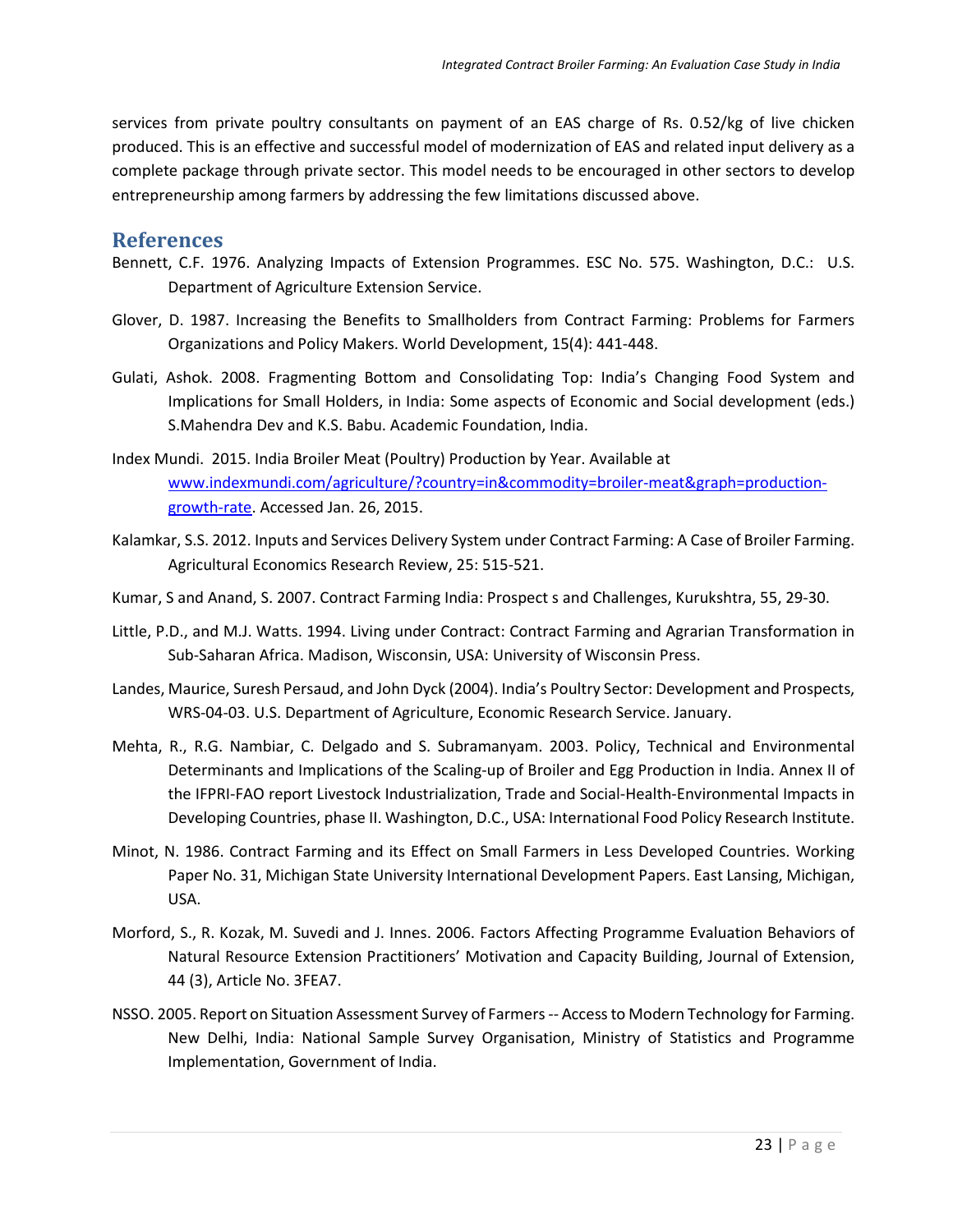services from private poultry consultants on payment of an EAS charge of Rs. 0.52/kg of live chicken produced. This is an effective and successful model of modernization of EAS and related input delivery as a complete package through private sector. This model needs to be encouraged in other sectors to develop entrepreneurship among farmers by addressing the few limitations discussed above.

## References

Bennett, C.F. 1976. Analyzing Impacts of Extension Programmes. ESC No. 575. Washington, D.C.: U.S. Department of Agriculture Extension Service.

Glover, D. 1987. Increasing the Benefits to Smallholders from Contract Farming: Problems for Farmers Organizations and Policy Makers. World Development, 15(4): 441-448.

Gulati, Ashok. 2008. Fragmenting Bottom and Consolidating Top: India's Changing Food System and Implications for Small Holders, in India: Some aspects of Economic and Social development (eds.) S.Mahendra Dev and K.S. Babu. Academic Foundation, India.

Index Mundi. 2015. India Broiler Meat (Poultry) Production by Year. Available at www.indexmundi.com/agriculture/?country=in&commodity=broiler-meat&graph=production-growth-rate. Accessed Jan. 26, 2015.

Kalamkar, S.S. 2012. Inputs and Services Delivery System under Contract Farming: A Case of Broiler Farming. Agricultural Economics Research Review, 25: 515-521.

Kumar, S and Anand, S. 2007. Contract Farming India: Prospect s and Challenges, Kurukshtra, 55, 29-30.

Little, P.D., and M.J. Watts. 1994. Living under Contract: Contract Farming and Agrarian Transformation in Sub-Saharan Africa. Madison, Wisconsin, USA: University of Wisconsin Press.

Landes, Maurice, Suresh Persaud, and John Dyck (2004). India's Poultry Sector: Development and Prospects, WRS-04-03. U.S. Department of Agriculture, Economic Research Service. January.

Mehta, R., R.G. Nambiar, C. Delgado and S. Subramanyam. 2003. Policy, Technical and Environmental Determinants and Implications of the Scaling-up of Broiler and Egg Production in India. Annex II of the IFPRI-FAO report Livestock Industrialization, Trade and Social-Health-Environmental Impacts in Developing Countries, phase II. Washington, D.C., USA: International Food Policy Research Institute.

Minot, N. 1986. Contract Farming and its Effect on Small Farmers in Less Developed Countries. Working Paper No. 31, Michigan State University International Development Papers. East Lansing, Michigan, USA.

Morford, S., R. Kozak, M. Suvedi and J. Innes. 2006. Factors Affecting Programme Evaluation Behaviors of Natural Resource Extension Practitioners' Motivation and Capacity Building, Journal of Extension, 44 (3), Article No. 3FEA7.

NSSO. 2005. Report on Situation Assessment Survey of Farmers -- Access to Modern Technology for Farming. New Delhi, India: National Sample Survey Organisation, Ministry of Statistics and Programme Implementation, Government of India.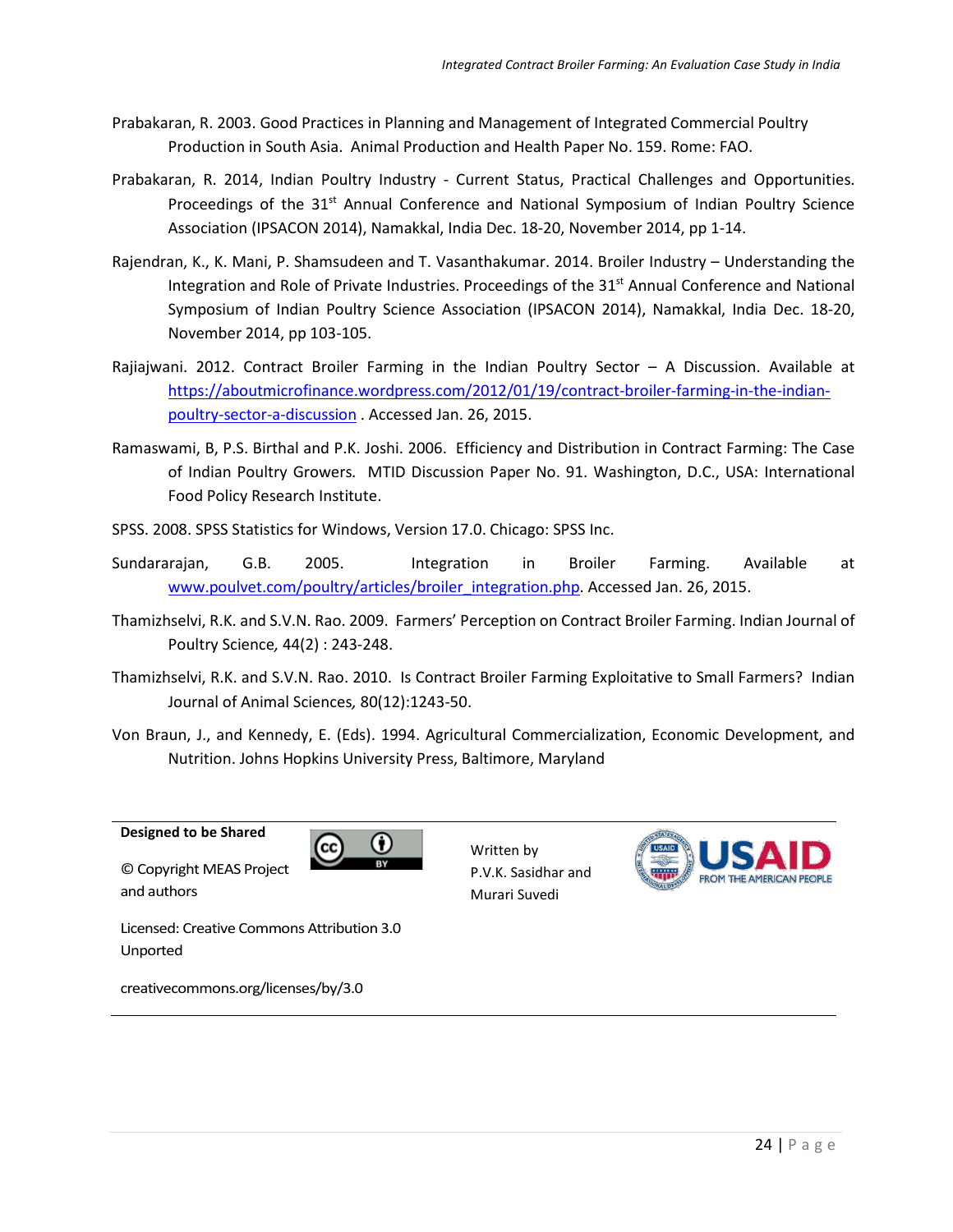Prabakaran, R. 2003. Good Practices in Planning and Management of Integrated Commercial Poultry Production in South Asia. Animal Production and Health Paper No. 159. Rome: FAO.

Prabakaran, R. 2014, Indian Poultry Industry - Current Status, Practical Challenges and Opportunities. Proceedings of the 31st Annual Conference and National Symposium of Indian Poultry Science Association (IPSACON 2014), Namakkal, India Dec. 18-20, November 2014, pp 1-14.

Rajendran, K., K. Mani, P. Shamsudeen and T. Vasanthakumar. 2014. Broiler Industry – Understanding the Integration and Role of Private Industries. Proceedings of the 31st Annual Conference and National Symposium of Indian Poultry Science Association (IPSACON 2014), Namakkal, India Dec. 18-20, November 2014, pp 103-105.

Rajiajwani. 2012. Contract Broiler Farming in the Indian Poultry Sector – A Discussion. Available at https://aboutmicrofinance.wordpress.com/2012/01/19/contract-broiler-farming-in-the-indian-poultry-sector-a-discussion . Accessed Jan. 26, 2015.

Ramaswami, B, P.S. Birthal and P.K. Joshi. 2006. Efficiency and Distribution in Contract Farming: The Case of Indian Poultry Growers. MTID Discussion Paper No. 91. Washington, D.C., USA: International Food Policy Research Institute.

SPSS. 2008. SPSS Statistics for Windows, Version 17.0. Chicago: SPSS Inc.

Sundararajan, G.B. 2005. Integration in Broiler Farming. Available at www.poulvet.com/poultry/articles/broiler_integration.php. Accessed Jan. 26, 2015.

Thamizhselvi, R.K. and S.V.N. Rao. 2009. Farmers' Perception on Contract Broiler Farming. Indian Journal of Poultry Science*,* 44(2) : 243-248.

Thamizhselvi, R.K. and S.V.N. Rao. 2010. Is Contract Broiler Farming Exploitative to Small Farmers? Indian Journal of Animal Sciences*,* 80(12):1243-50.

Von Braun, J., and Kennedy, E. (Eds). 1994. Agricultural Commercialization, Economic Development, and Nutrition. Johns Hopkins University Press, Baltimore, Maryland

---

**Designed to be Shared**

© Copyright MEAS Project and authors

Licensed: Creative Commons Attribution 3.0 Unported

creativecommons.org/licenses/by/3.0

Written by
P.V.K. Sasidhar and
Murari Suvedi

USAID
FROM THE AMERICAN PEOPLE